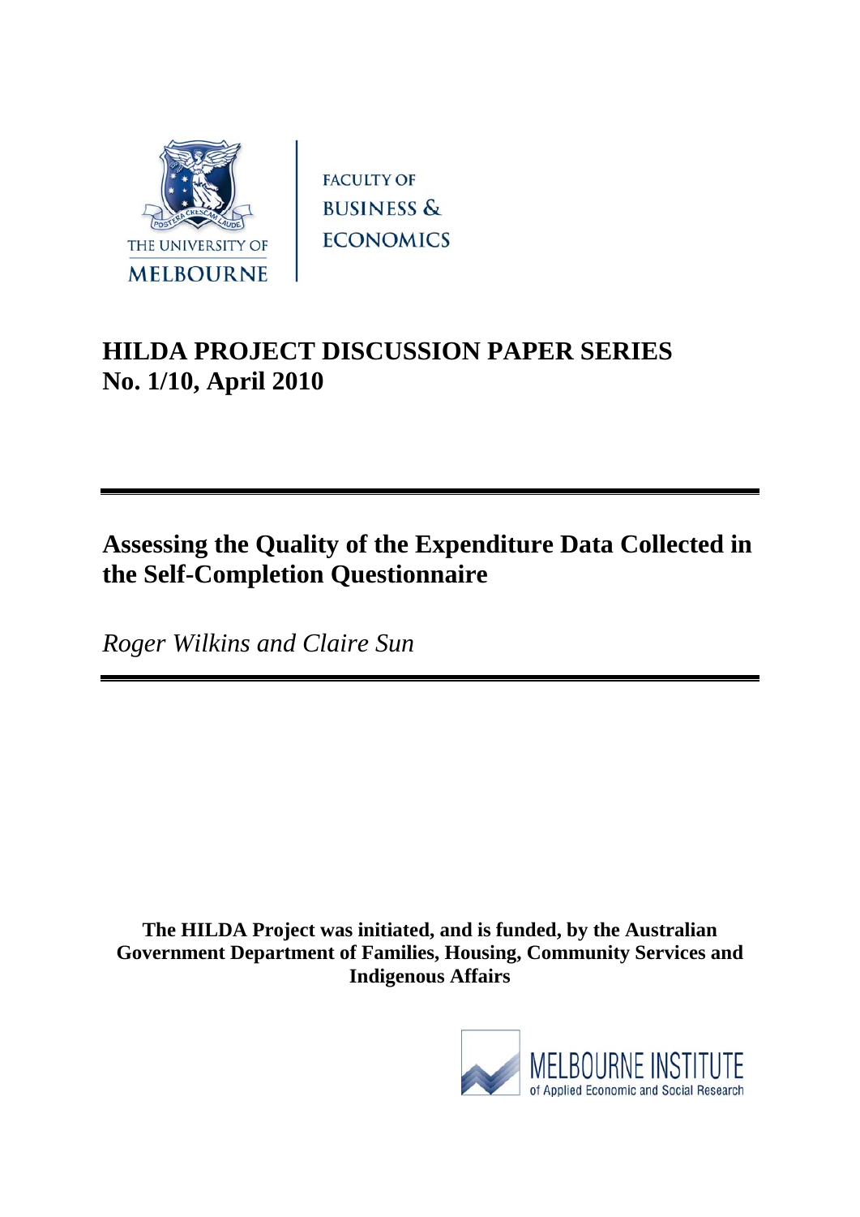THE UNIVERSITY OF MELBOURNE

FACULTY OF BUSINESS & ECONOMICS

**HILDA PROJECT DISCUSSION PAPER SERIES**
**No. 1/10, April 2010**

# Assessing the Quality of the Expenditure Data Collected in the Self-Completion Questionnaire

*Roger Wilkins and Claire Sun*

**The HILDA Project was initiated, and is funded, by the Australian Government Department of Families, Housing, Community Services and Indigenous Affairs**

MELBOURNE INSTITUTE of Applied Economic and Social Research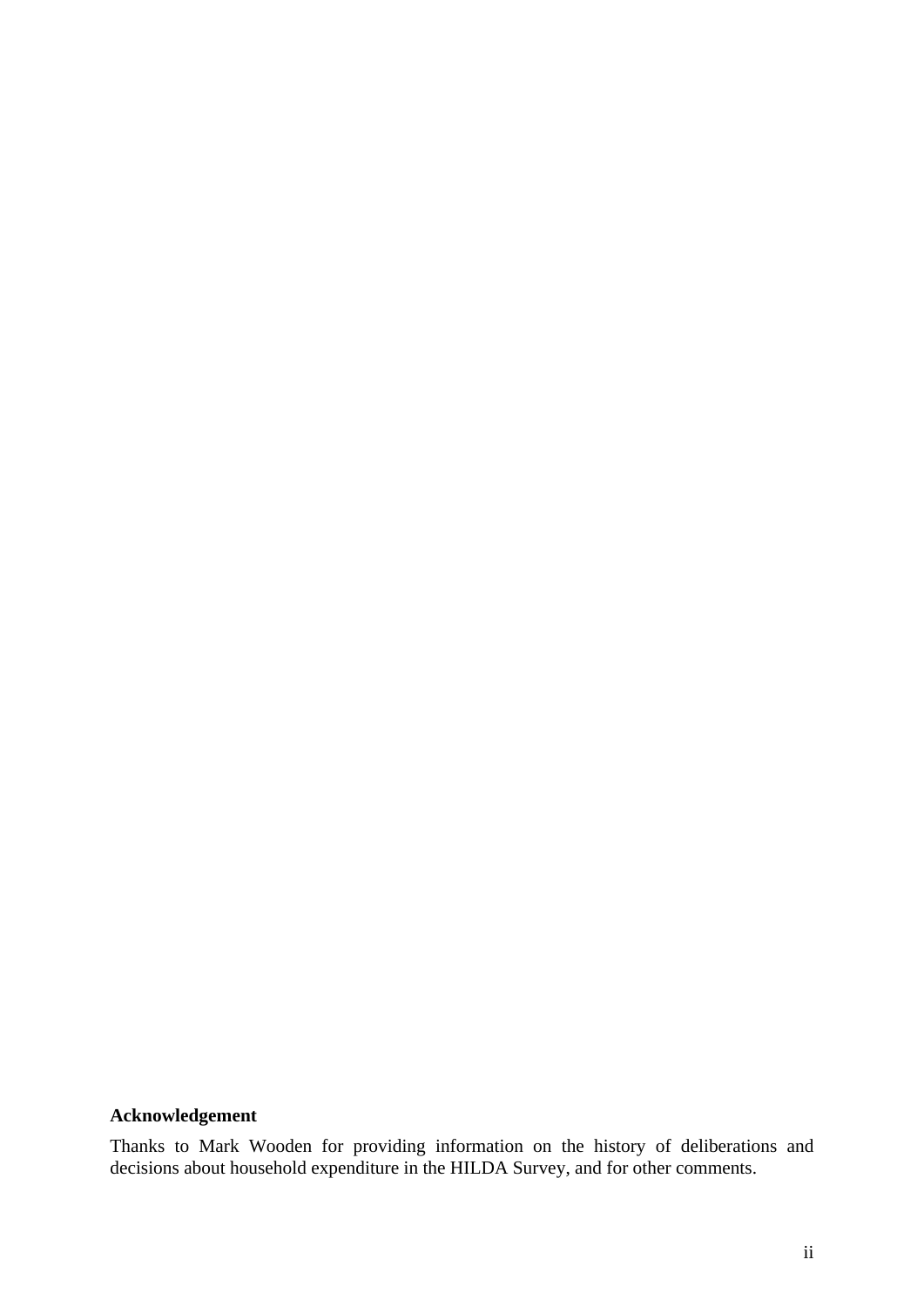**Acknowledgement**

Thanks to Mark Wooden for providing information on the history of deliberations and decisions about household expenditure in the HILDA Survey, and for other comments.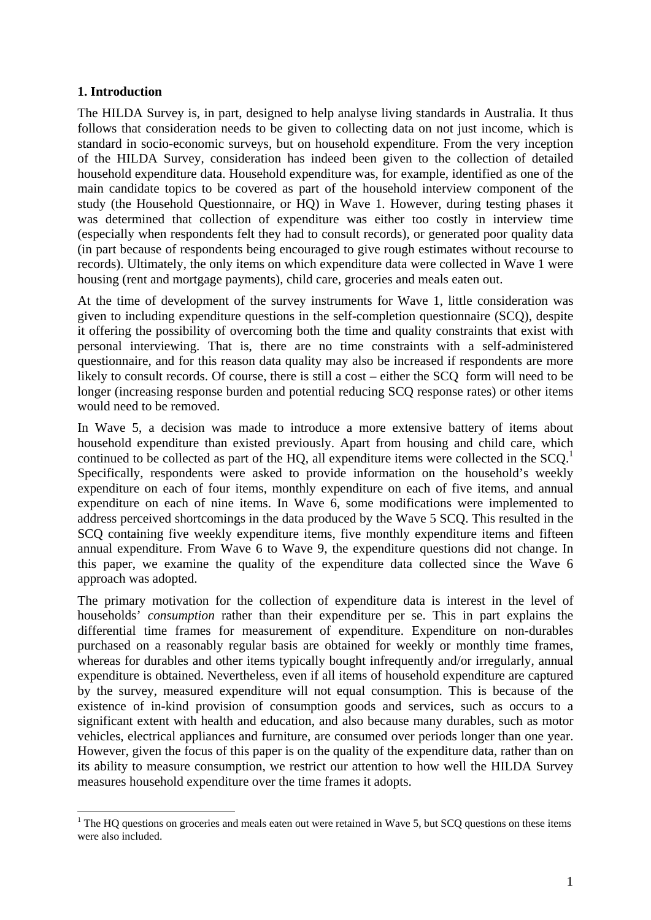## 1. Introduction

The HILDA Survey is, in part, designed to help analyse living standards in Australia. It thus follows that consideration needs to be given to collecting data on not just income, which is standard in socio-economic surveys, but on household expenditure. From the very inception of the HILDA Survey, consideration has indeed been given to the collection of detailed household expenditure data. Household expenditure was, for example, identified as one of the main candidate topics to be covered as part of the household interview component of the study (the Household Questionnaire, or HQ) in Wave 1. However, during testing phases it was determined that collection of expenditure was either too costly in interview time (especially when respondents felt they had to consult records), or generated poor quality data (in part because of respondents being encouraged to give rough estimates without recourse to records). Ultimately, the only items on which expenditure data were collected in Wave 1 were housing (rent and mortgage payments), child care, groceries and meals eaten out.

At the time of development of the survey instruments for Wave 1, little consideration was given to including expenditure questions in the self-completion questionnaire (SCQ), despite it offering the possibility of overcoming both the time and quality constraints that exist with personal interviewing. That is, there are no time constraints with a self-administered questionnaire, and for this reason data quality may also be increased if respondents are more likely to consult records. Of course, there is still a cost – either the SCQ form will need to be longer (increasing response burden and potential reducing SCQ response rates) or other items would need to be removed.

In Wave 5, a decision was made to introduce a more extensive battery of items about household expenditure than existed previously. Apart from housing and child care, which continued to be collected as part of the HQ, all expenditure items were collected in the SCQ.[1] Specifically, respondents were asked to provide information on the household's weekly expenditure on each of four items, monthly expenditure on each of five items, and annual expenditure on each of nine items. In Wave 6, some modifications were implemented to address perceived shortcomings in the data produced by the Wave 5 SCQ. This resulted in the SCQ containing five weekly expenditure items, five monthly expenditure items and fifteen annual expenditure. From Wave 6 to Wave 9, the expenditure questions did not change. In this paper, we examine the quality of the expenditure data collected since the Wave 6 approach was adopted.

The primary motivation for the collection of expenditure data is interest in the level of households' *consumption* rather than their expenditure per se. This in part explains the differential time frames for measurement of expenditure. Expenditure on non-durables purchased on a reasonably regular basis are obtained for weekly or monthly time frames, whereas for durables and other items typically bought infrequently and/or irregularly, annual expenditure is obtained. Nevertheless, even if all items of household expenditure are captured by the survey, measured expenditure will not equal consumption. This is because of the existence of in-kind provision of consumption goods and services, such as occurs to a significant extent with health and education, and also because many durables, such as motor vehicles, electrical appliances and furniture, are consumed over periods longer than one year. However, given the focus of this paper is on the quality of the expenditure data, rather than on its ability to measure consumption, we restrict our attention to how well the HILDA Survey measures household expenditure over the time frames it adopts.

---

[1] The HQ questions on groceries and meals eaten out were retained in Wave 5, but SCQ questions on these items were also included.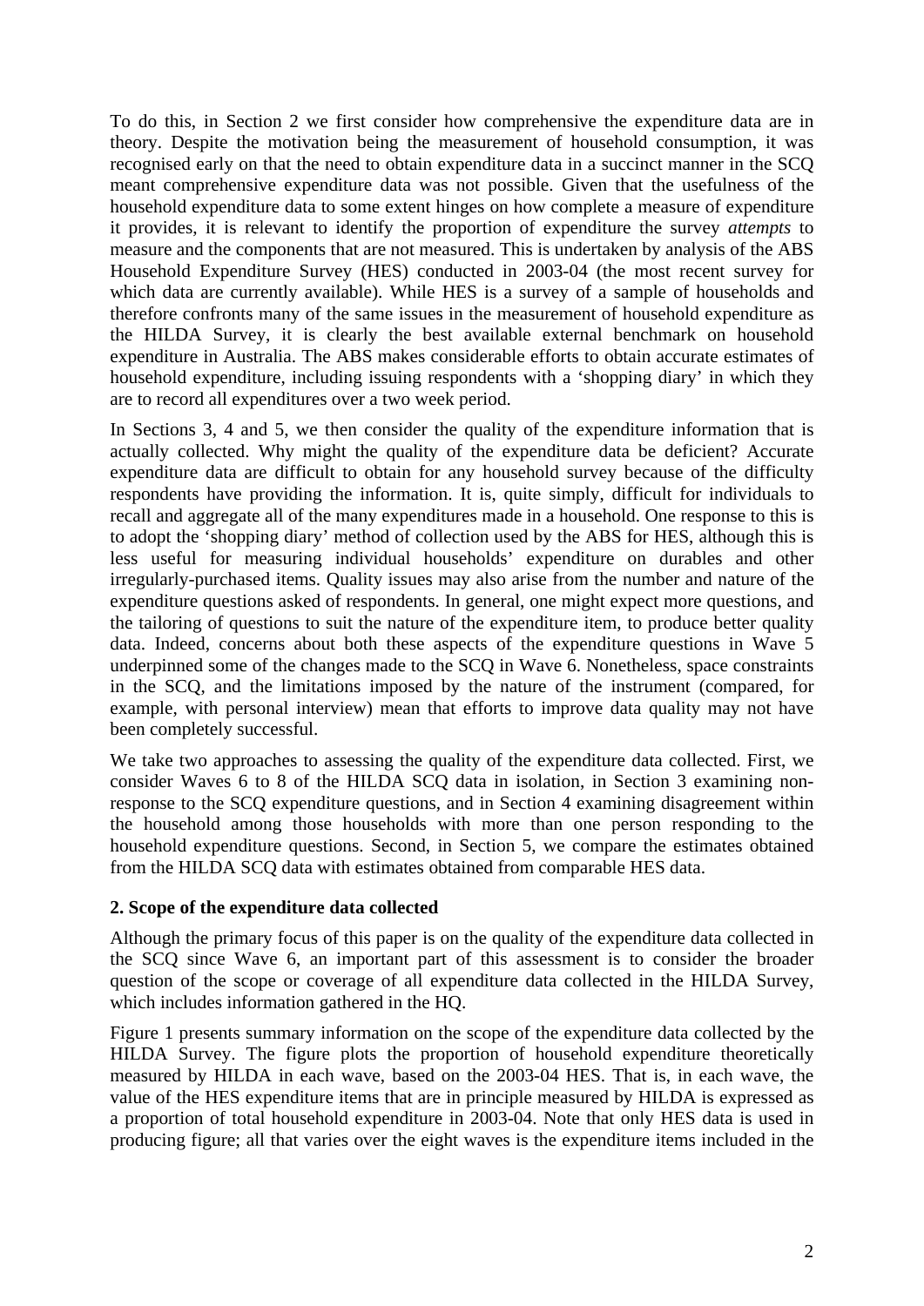To do this, in Section 2 we first consider how comprehensive the expenditure data are in theory. Despite the motivation being the measurement of household consumption, it was recognised early on that the need to obtain expenditure data in a succinct manner in the SCQ meant comprehensive expenditure data was not possible. Given that the usefulness of the household expenditure data to some extent hinges on how complete a measure of expenditure it provides, it is relevant to identify the proportion of expenditure the survey *attempts* to measure and the components that are not measured. This is undertaken by analysis of the ABS Household Expenditure Survey (HES) conducted in 2003-04 (the most recent survey for which data are currently available). While HES is a survey of a sample of households and therefore confronts many of the same issues in the measurement of household expenditure as the HILDA Survey, it is clearly the best available external benchmark on household expenditure in Australia. The ABS makes considerable efforts to obtain accurate estimates of household expenditure, including issuing respondents with a 'shopping diary' in which they are to record all expenditures over a two week period.

In Sections 3, 4 and 5, we then consider the quality of the expenditure information that is actually collected. Why might the quality of the expenditure data be deficient? Accurate expenditure data are difficult to obtain for any household survey because of the difficulty respondents have providing the information. It is, quite simply, difficult for individuals to recall and aggregate all of the many expenditures made in a household. One response to this is to adopt the 'shopping diary' method of collection used by the ABS for HES, although this is less useful for measuring individual households' expenditure on durables and other irregularly-purchased items. Quality issues may also arise from the number and nature of the expenditure questions asked of respondents. In general, one might expect more questions, and the tailoring of questions to suit the nature of the expenditure item, to produce better quality data. Indeed, concerns about both these aspects of the expenditure questions in Wave 5 underpinned some of the changes made to the SCQ in Wave 6. Nonetheless, space constraints in the SCQ, and the limitations imposed by the nature of the instrument (compared, for example, with personal interview) mean that efforts to improve data quality may not have been completely successful.

We take two approaches to assessing the quality of the expenditure data collected. First, we consider Waves 6 to 8 of the HILDA SCQ data in isolation, in Section 3 examining non-response to the SCQ expenditure questions, and in Section 4 examining disagreement within the household among those households with more than one person responding to the household expenditure questions. Second, in Section 5, we compare the estimates obtained from the HILDA SCQ data with estimates obtained from comparable HES data.

## 2. Scope of the expenditure data collected

Although the primary focus of this paper is on the quality of the expenditure data collected in the SCQ since Wave 6, an important part of this assessment is to consider the broader question of the scope or coverage of all expenditure data collected in the HILDA Survey, which includes information gathered in the HQ.

Figure 1 presents summary information on the scope of the expenditure data collected by the HILDA Survey. The figure plots the proportion of household expenditure theoretically measured by HILDA in each wave, based on the 2003-04 HES. That is, in each wave, the value of the HES expenditure items that are in principle measured by HILDA is expressed as a proportion of total household expenditure in 2003-04. Note that only HES data is used in producing figure; all that varies over the eight waves is the expenditure items included in the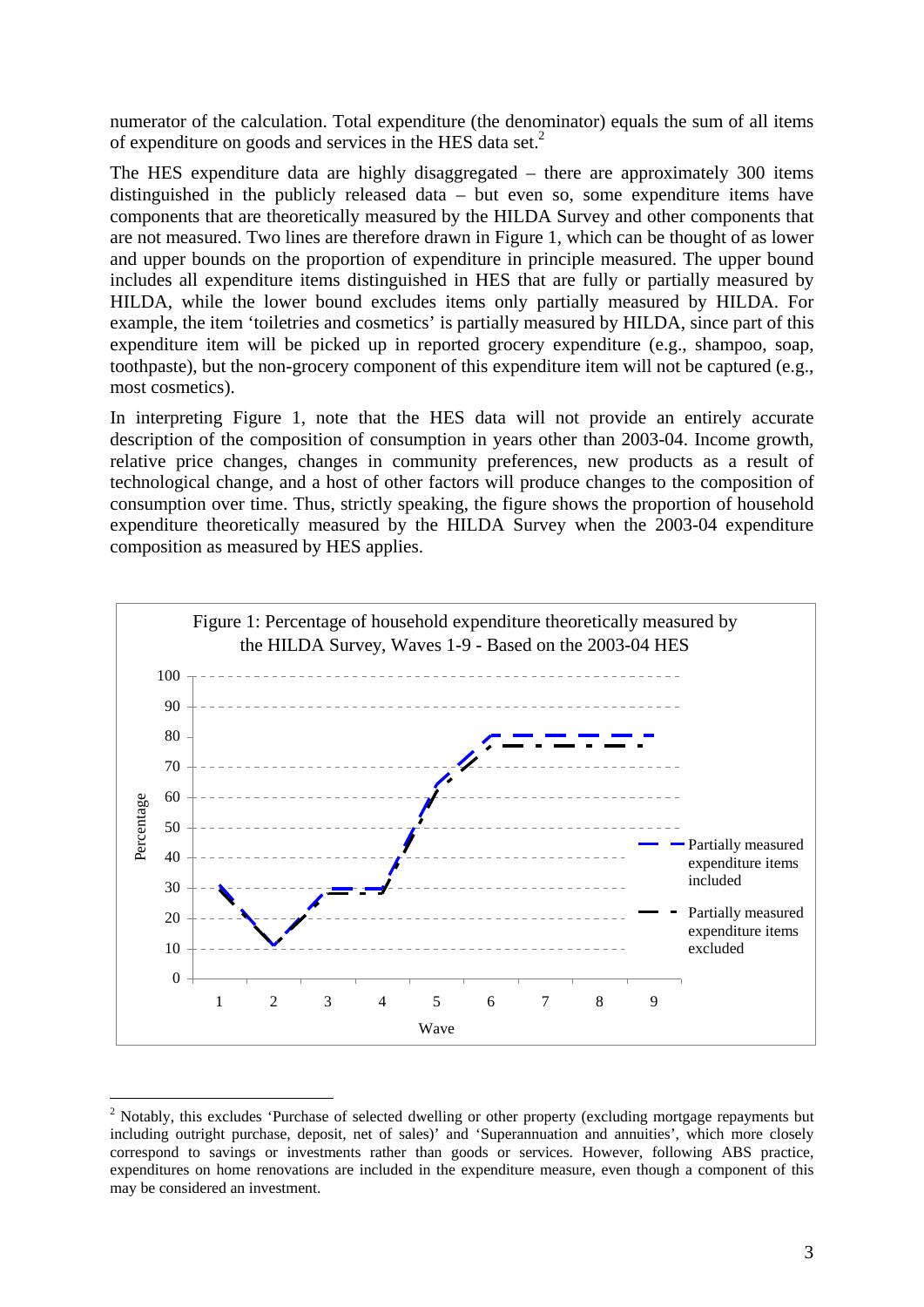numerator of the calculation. Total expenditure (the denominator) equals the sum of all items of expenditure on goods and services in the HES data set.[2]

The HES expenditure data are highly disaggregated – there are approximately 300 items distinguished in the publicly released data – but even so, some expenditure items have components that are theoretically measured by the HILDA Survey and other components that are not measured. Two lines are therefore drawn in Figure 1, which can be thought of as lower and upper bounds on the proportion of expenditure in principle measured. The upper bound includes all expenditure items distinguished in HES that are fully or partially measured by HILDA, while the lower bound excludes items only partially measured by HILDA. For example, the item 'toiletries and cosmetics' is partially measured by HILDA, since part of this expenditure item will be picked up in reported grocery expenditure (e.g., shampoo, soap, toothpaste), but the non-grocery component of this expenditure item will not be captured (e.g., most cosmetics).

In interpreting Figure 1, note that the HES data will not provide an entirely accurate description of the composition of consumption in years other than 2003-04. Income growth, relative price changes, changes in community preferences, new products as a result of technological change, and a host of other factors will produce changes to the composition of consumption over time. Thus, strictly speaking, the figure shows the proportion of household expenditure theoretically measured by the HILDA Survey when the 2003-04 expenditure composition as measured by HES applies.

Figure 1: Percentage of household expenditure theoretically measured by the HILDA Survey, Waves 1-9 - Based on the 2003-04 HES

[2] Notably, this excludes 'Purchase of selected dwelling or other property (excluding mortgage repayments but including outright purchase, deposit, net of sales)' and 'Superannuation and annuities', which more closely correspond to savings or investments rather than goods or services. However, following ABS practice, expenditures on home renovations are included in the expenditure measure, even though a component of this may be considered an investment.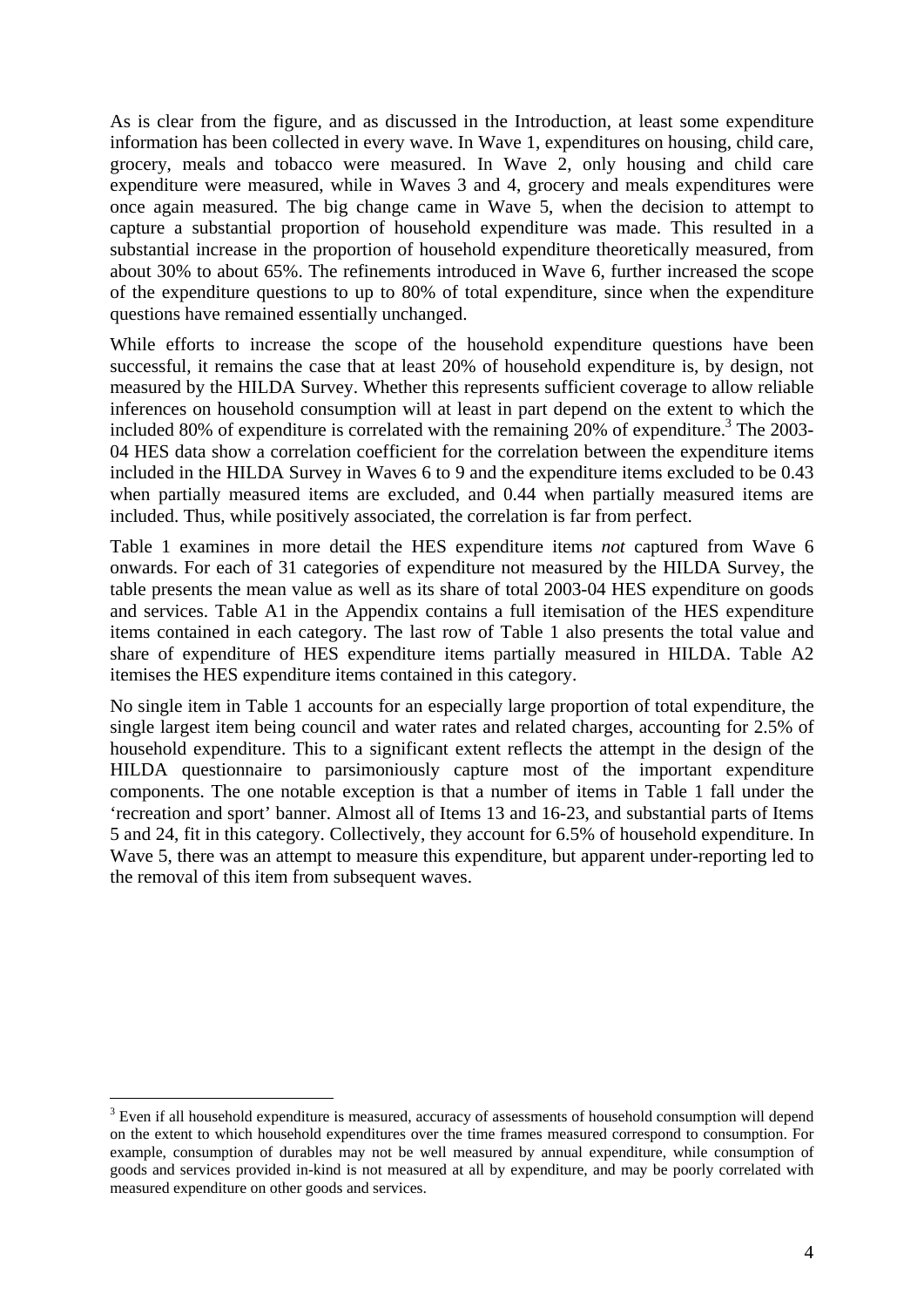As is clear from the figure, and as discussed in the Introduction, at least some expenditure information has been collected in every wave. In Wave 1, expenditures on housing, child care, grocery, meals and tobacco were measured. In Wave 2, only housing and child care expenditure were measured, while in Waves 3 and 4, grocery and meals expenditures were once again measured. The big change came in Wave 5, when the decision to attempt to capture a substantial proportion of household expenditure was made. This resulted in a substantial increase in the proportion of household expenditure theoretically measured, from about 30% to about 65%. The refinements introduced in Wave 6, further increased the scope of the expenditure questions to up to 80% of total expenditure, since when the expenditure questions have remained essentially unchanged.

While efforts to increase the scope of the household expenditure questions have been successful, it remains the case that at least 20% of household expenditure is, by design, not measured by the HILDA Survey. Whether this represents sufficient coverage to allow reliable inferences on household consumption will at least in part depend on the extent to which the included 80% of expenditure is correlated with the remaining 20% of expenditure.[3] The 2003-04 HES data show a correlation coefficient for the correlation between the expenditure items included in the HILDA Survey in Waves 6 to 9 and the expenditure items excluded to be 0.43 when partially measured items are excluded, and 0.44 when partially measured items are included. Thus, while positively associated, the correlation is far from perfect.

Table 1 examines in more detail the HES expenditure items *not* captured from Wave 6 onwards. For each of 31 categories of expenditure not measured by the HILDA Survey, the table presents the mean value as well as its share of total 2003-04 HES expenditure on goods and services. Table A1 in the Appendix contains a full itemisation of the HES expenditure items contained in each category. The last row of Table 1 also presents the total value and share of expenditure of HES expenditure items partially measured in HILDA. Table A2 itemises the HES expenditure items contained in this category.

No single item in Table 1 accounts for an especially large proportion of total expenditure, the single largest item being council and water rates and related charges, accounting for 2.5% of household expenditure. This to a significant extent reflects the attempt in the design of the HILDA questionnaire to parsimoniously capture most of the important expenditure components. The one notable exception is that a number of items in Table 1 fall under the 'recreation and sport' banner. Almost all of Items 13 and 16-23, and substantial parts of Items 5 and 24, fit in this category. Collectively, they account for 6.5% of household expenditure. In Wave 5, there was an attempt to measure this expenditure, but apparent under-reporting led to the removal of this item from subsequent waves.

[3] Even if all household expenditure is measured, accuracy of assessments of household consumption will depend on the extent to which household expenditures over the time frames measured correspond to consumption. For example, consumption of durables may not be well measured by annual expenditure, while consumption of goods and services provided in-kind is not measured at all by expenditure, and may be poorly correlated with measured expenditure on other goods and services.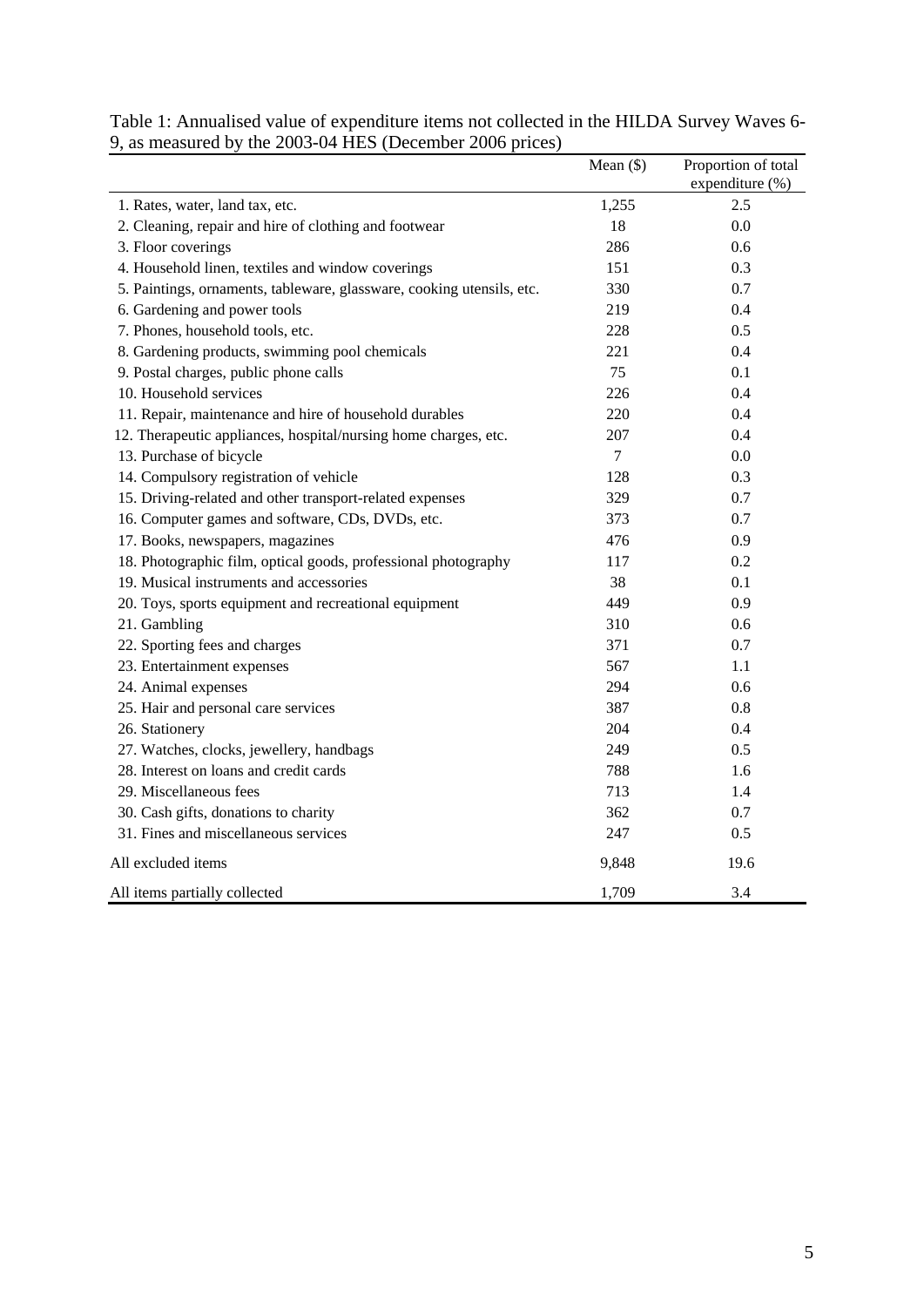Table 1: Annualised value of expenditure items not collected in the HILDA Survey Waves 6-9, as measured by the 2003-04 HES (December 2006 prices)

| | Mean ($) | Proportion of total expenditure (%) |
|---|---|---|
| 1. Rates, water, land tax, etc. | 1,255 | 2.5 |
| 2. Cleaning, repair and hire of clothing and footwear | 18 | 0.0 |
| 3. Floor coverings | 286 | 0.6 |
| 4. Household linen, textiles and window coverings | 151 | 0.3 |
| 5. Paintings, ornaments, tableware, glassware, cooking utensils, etc. | 330 | 0.7 |
| 6. Gardening and power tools | 219 | 0.4 |
| 7. Phones, household tools, etc. | 228 | 0.5 |
| 8. Gardening products, swimming pool chemicals | 221 | 0.4 |
| 9. Postal charges, public phone calls | 75 | 0.1 |
| 10. Household services | 226 | 0.4 |
| 11. Repair, maintenance and hire of household durables | 220 | 0.4 |
| 12. Therapeutic appliances, hospital/nursing home charges, etc. | 207 | 0.4 |
| 13. Purchase of bicycle | 7 | 0.0 |
| 14. Compulsory registration of vehicle | 128 | 0.3 |
| 15. Driving-related and other transport-related expenses | 329 | 0.7 |
| 16. Computer games and software, CDs, DVDs, etc. | 373 | 0.7 |
| 17. Books, newspapers, magazines | 476 | 0.9 |
| 18. Photographic film, optical goods, professional photography | 117 | 0.2 |
| 19. Musical instruments and accessories | 38 | 0.1 |
| 20. Toys, sports equipment and recreational equipment | 449 | 0.9 |
| 21. Gambling | 310 | 0.6 |
| 22. Sporting fees and charges | 371 | 0.7 |
| 23. Entertainment expenses | 567 | 1.1 |
| 24. Animal expenses | 294 | 0.6 |
| 25. Hair and personal care services | 387 | 0.8 |
| 26. Stationery | 204 | 0.4 |
| 27. Watches, clocks, jewellery, handbags | 249 | 0.5 |
| 28. Interest on loans and credit cards | 788 | 1.6 |
| 29. Miscellaneous fees | 713 | 1.4 |
| 30. Cash gifts, donations to charity | 362 | 0.7 |
| 31. Fines and miscellaneous services | 247 | 0.5 |
| All excluded items | 9,848 | 19.6 |
| All items partially collected | 1,709 | 3.4 |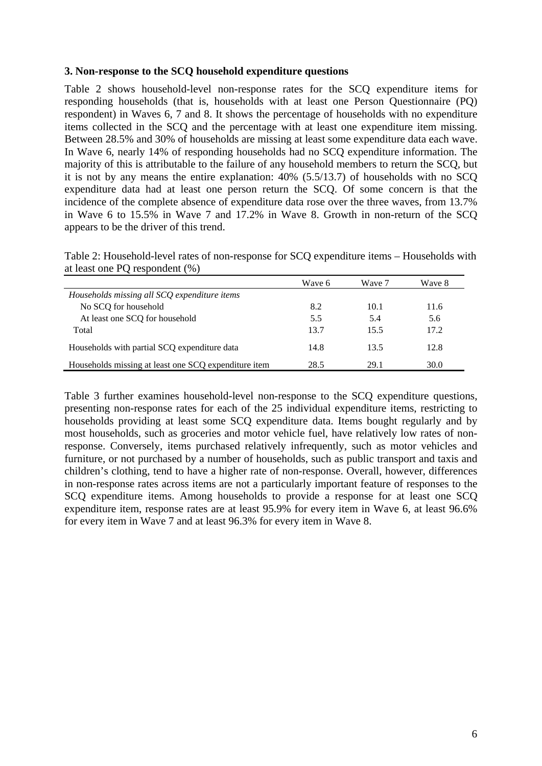### 3. Non-response to the SCQ household expenditure questions

Table 2 shows household-level non-response rates for the SCQ expenditure items for responding households (that is, households with at least one Person Questionnaire (PQ) respondent) in Waves 6, 7 and 8. It shows the percentage of households with no expenditure items collected in the SCQ and the percentage with at least one expenditure item missing. Between 28.5% and 30% of households are missing at least some expenditure data each wave. In Wave 6, nearly 14% of responding households had no SCQ expenditure information. The majority of this is attributable to the failure of any household members to return the SCQ, but it is not by any means the entire explanation: 40% (5.5/13.7) of households with no SCQ expenditure data had at least one person return the SCQ. Of some concern is that the incidence of the complete absence of expenditure data rose over the three waves, from 13.7% in Wave 6 to 15.5% in Wave 7 and 17.2% in Wave 8. Growth in non-return of the SCQ appears to be the driver of this trend.

Table 2: Household-level rates of non-response for SCQ expenditure items – Households with at least one PQ respondent (%)

| | Wave 6 | Wave 7 | Wave 8 |
|---|---|---|---|
| *Households missing all SCQ expenditure items* | | | |
| No SCQ for household | 8.2 | 10.1 | 11.6 |
| At least one SCQ for household | 5.5 | 5.4 | 5.6 |
| Total | 13.7 | 15.5 | 17.2 |
| Households with partial SCQ expenditure data | 14.8 | 13.5 | 12.8 |
| Households missing at least one SCQ expenditure item | 28.5 | 29.1 | 30.0 |

Table 3 further examines household-level non-response to the SCQ expenditure questions, presenting non-response rates for each of the 25 individual expenditure items, restricting to households providing at least some SCQ expenditure data. Items bought regularly and by most households, such as groceries and motor vehicle fuel, have relatively low rates of non-response. Conversely, items purchased relatively infrequently, such as motor vehicles and furniture, or not purchased by a number of households, such as public transport and taxis and children's clothing, tend to have a higher rate of non-response. Overall, however, differences in non-response rates across items are not a particularly important feature of responses to the SCQ expenditure items. Among households to provide a response for at least one SCQ expenditure item, response rates are at least 95.9% for every item in Wave 6, at least 96.6% for every item in Wave 7 and at least 96.3% for every item in Wave 8.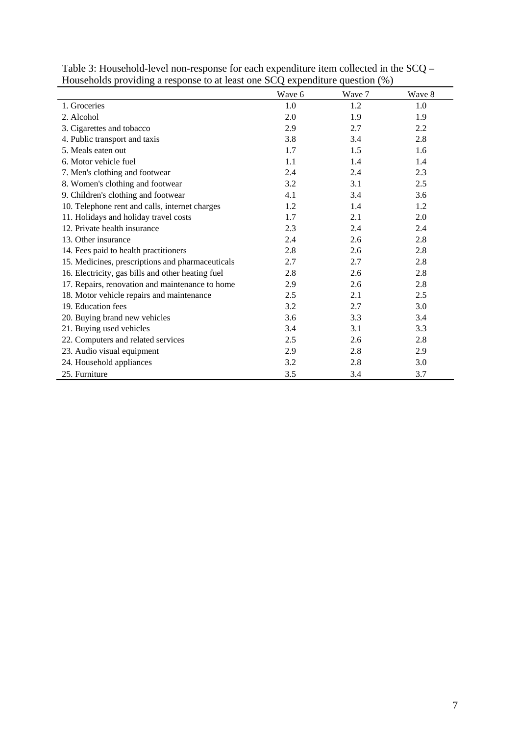Table 3: Household-level non-response for each expenditure item collected in the SCQ – Households providing a response to at least one SCQ expenditure question (%)

| | Wave 6 | Wave 7 | Wave 8 |
|---|---|---|---|
| 1. Groceries | 1.0 | 1.2 | 1.0 |
| 2. Alcohol | 2.0 | 1.9 | 1.9 |
| 3. Cigarettes and tobacco | 2.9 | 2.7 | 2.2 |
| 4. Public transport and taxis | 3.8 | 3.4 | 2.8 |
| 5. Meals eaten out | 1.7 | 1.5 | 1.6 |
| 6. Motor vehicle fuel | 1.1 | 1.4 | 1.4 |
| 7. Men's clothing and footwear | 2.4 | 2.4 | 2.3 |
| 8. Women's clothing and footwear | 3.2 | 3.1 | 2.5 |
| 9. Children's clothing and footwear | 4.1 | 3.4 | 3.6 |
| 10. Telephone rent and calls, internet charges | 1.2 | 1.4 | 1.2 |
| 11. Holidays and holiday travel costs | 1.7 | 2.1 | 2.0 |
| 12. Private health insurance | 2.3 | 2.4 | 2.4 |
| 13. Other insurance | 2.4 | 2.6 | 2.8 |
| 14. Fees paid to health practitioners | 2.8 | 2.6 | 2.8 |
| 15. Medicines, prescriptions and pharmaceuticals | 2.7 | 2.7 | 2.8 |
| 16. Electricity, gas bills and other heating fuel | 2.8 | 2.6 | 2.8 |
| 17. Repairs, renovation and maintenance to home | 2.9 | 2.6 | 2.8 |
| 18. Motor vehicle repairs and maintenance | 2.5 | 2.1 | 2.5 |
| 19. Education fees | 3.2 | 2.7 | 3.0 |
| 20. Buying brand new vehicles | 3.6 | 3.3 | 3.4 |
| 21. Buying used vehicles | 3.4 | 3.1 | 3.3 |
| 22. Computers and related services | 2.5 | 2.6 | 2.8 |
| 23. Audio visual equipment | 2.9 | 2.8 | 2.9 |
| 24. Household appliances | 3.2 | 2.8 | 3.0 |
| 25. Furniture | 3.5 | 3.4 | 3.7 |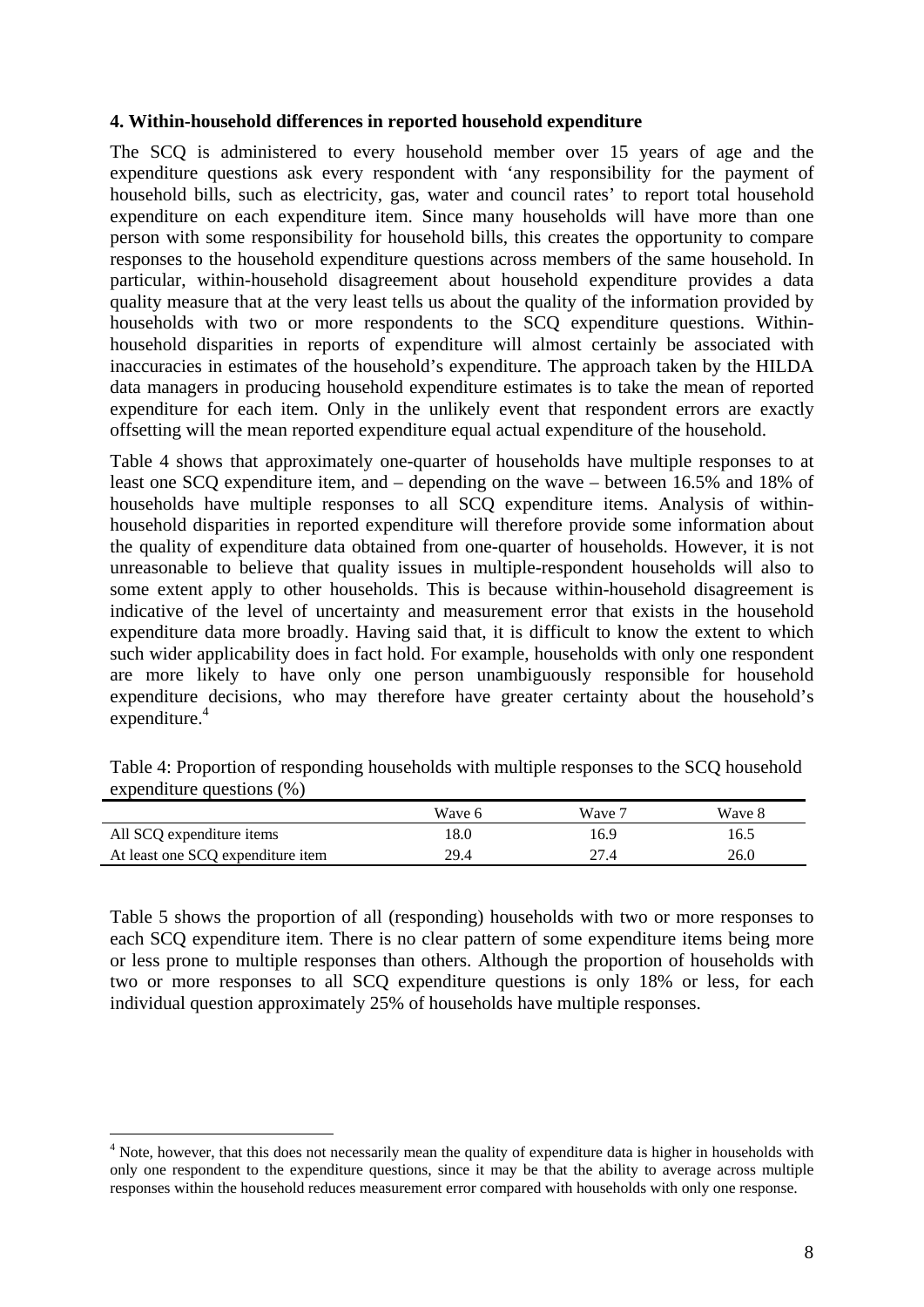### 4. Within-household differences in reported household expenditure

The SCQ is administered to every household member over 15 years of age and the expenditure questions ask every respondent with 'any responsibility for the payment of household bills, such as electricity, gas, water and council rates' to report total household expenditure on each expenditure item. Since many households will have more than one person with some responsibility for household bills, this creates the opportunity to compare responses to the household expenditure questions across members of the same household. In particular, within-household disagreement about household expenditure provides a data quality measure that at the very least tells us about the quality of the information provided by households with two or more respondents to the SCQ expenditure questions. Within-household disparities in reports of expenditure will almost certainly be associated with inaccuracies in estimates of the household's expenditure. The approach taken by the HILDA data managers in producing household expenditure estimates is to take the mean of reported expenditure for each item. Only in the unlikely event that respondent errors are exactly offsetting will the mean reported expenditure equal actual expenditure of the household.

Table 4 shows that approximately one-quarter of households have multiple responses to at least one SCQ expenditure item, and – depending on the wave – between 16.5% and 18% of households have multiple responses to all SCQ expenditure items. Analysis of within-household disparities in reported expenditure will therefore provide some information about the quality of expenditure data obtained from one-quarter of households. However, it is not unreasonable to believe that quality issues in multiple-respondent households will also to some extent apply to other households. This is because within-household disagreement is indicative of the level of uncertainty and measurement error that exists in the household expenditure data more broadly. Having said that, it is difficult to know the extent to which such wider applicability does in fact hold. For example, households with only one respondent are more likely to have only one person unambiguously responsible for household expenditure decisions, who may therefore have greater certainty about the household's expenditure.[4]

Table 4: Proportion of responding households with multiple responses to the SCQ household expenditure questions (%)

| | Wave 6 | Wave 7 | Wave 8 |
|---|---|---|---|
| All SCQ expenditure items | 18.0 | 16.9 | 16.5 |
| At least one SCQ expenditure item | 29.4 | 27.4 | 26.0 |

Table 5 shows the proportion of all (responding) households with two or more responses to each SCQ expenditure item. There is no clear pattern of some expenditure items being more or less prone to multiple responses than others. Although the proportion of households with two or more responses to all SCQ expenditure questions is only 18% or less, for each individual question approximately 25% of households have multiple responses.

[4] Note, however, that this does not necessarily mean the quality of expenditure data is higher in households with only one respondent to the expenditure questions, since it may be that the ability to average across multiple responses within the household reduces measurement error compared with households with only one response.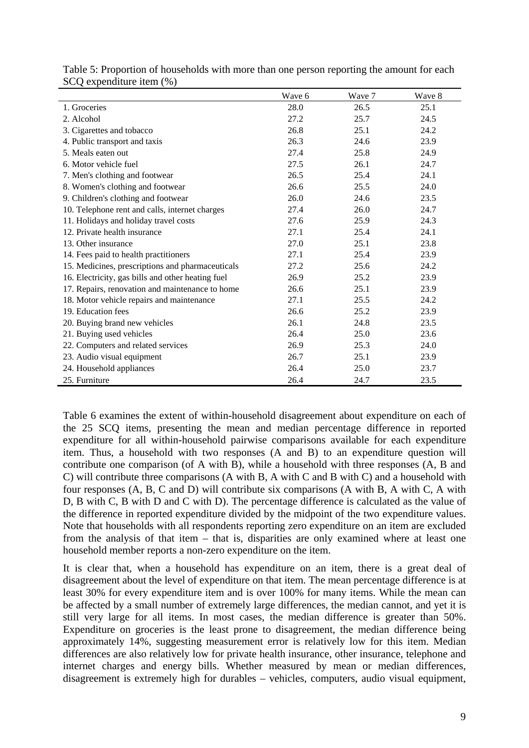Table 5: Proportion of households with more than one person reporting the amount for each SCQ expenditure item (%)

| | Wave 6 | Wave 7 | Wave 8 |
|---|---|---|---|
| 1. Groceries | 28.0 | 26.5 | 25.1 |
| 2. Alcohol | 27.2 | 25.7 | 24.5 |
| 3. Cigarettes and tobacco | 26.8 | 25.1 | 24.2 |
| 4. Public transport and taxis | 26.3 | 24.6 | 23.9 |
| 5. Meals eaten out | 27.4 | 25.8 | 24.9 |
| 6. Motor vehicle fuel | 27.5 | 26.1 | 24.7 |
| 7. Men's clothing and footwear | 26.5 | 25.4 | 24.1 |
| 8. Women's clothing and footwear | 26.6 | 25.5 | 24.0 |
| 9. Children's clothing and footwear | 26.0 | 24.6 | 23.5 |
| 10. Telephone rent and calls, internet charges | 27.4 | 26.0 | 24.7 |
| 11. Holidays and holiday travel costs | 27.6 | 25.9 | 24.3 |
| 12. Private health insurance | 27.1 | 25.4 | 24.1 |
| 13. Other insurance | 27.0 | 25.1 | 23.8 |
| 14. Fees paid to health practitioners | 27.1 | 25.4 | 23.9 |
| 15. Medicines, prescriptions and pharmaceuticals | 27.2 | 25.6 | 24.2 |
| 16. Electricity, gas bills and other heating fuel | 26.9 | 25.2 | 23.9 |
| 17. Repairs, renovation and maintenance to home | 26.6 | 25.1 | 23.9 |
| 18. Motor vehicle repairs and maintenance | 27.1 | 25.5 | 24.2 |
| 19. Education fees | 26.6 | 25.2 | 23.9 |
| 20. Buying brand new vehicles | 26.1 | 24.8 | 23.5 |
| 21. Buying used vehicles | 26.4 | 25.0 | 23.6 |
| 22. Computers and related services | 26.9 | 25.3 | 24.0 |
| 23. Audio visual equipment | 26.7 | 25.1 | 23.9 |
| 24. Household appliances | 26.4 | 25.0 | 23.7 |
| 25. Furniture | 26.4 | 24.7 | 23.5 |

Table 6 examines the extent of within-household disagreement about expenditure on each of the 25 SCQ items, presenting the mean and median percentage difference in reported expenditure for all within-household pairwise comparisons available for each expenditure item. Thus, a household with two responses (A and B) to an expenditure question will contribute one comparison (of A with B), while a household with three responses (A, B and C) will contribute three comparisons (A with B, A with C and B with C) and a household with four responses (A, B, C and D) will contribute six comparisons (A with B, A with C, A with D, B with C, B with D and C with D). The percentage difference is calculated as the value of the difference in reported expenditure divided by the midpoint of the two expenditure values. Note that households with all respondents reporting zero expenditure on an item are excluded from the analysis of that item – that is, disparities are only examined where at least one household member reports a non-zero expenditure on the item.

It is clear that, when a household has expenditure on an item, there is a great deal of disagreement about the level of expenditure on that item. The mean percentage difference is at least 30% for every expenditure item and is over 100% for many items. While the mean can be affected by a small number of extremely large differences, the median cannot, and yet it is still very large for all items. In most cases, the median difference is greater than 50%. Expenditure on groceries is the least prone to disagreement, the median difference being approximately 14%, suggesting measurement error is relatively low for this item. Median differences are also relatively low for private health insurance, other insurance, telephone and internet charges and energy bills. Whether measured by mean or median differences, disagreement is extremely high for durables – vehicles, computers, audio visual equipment,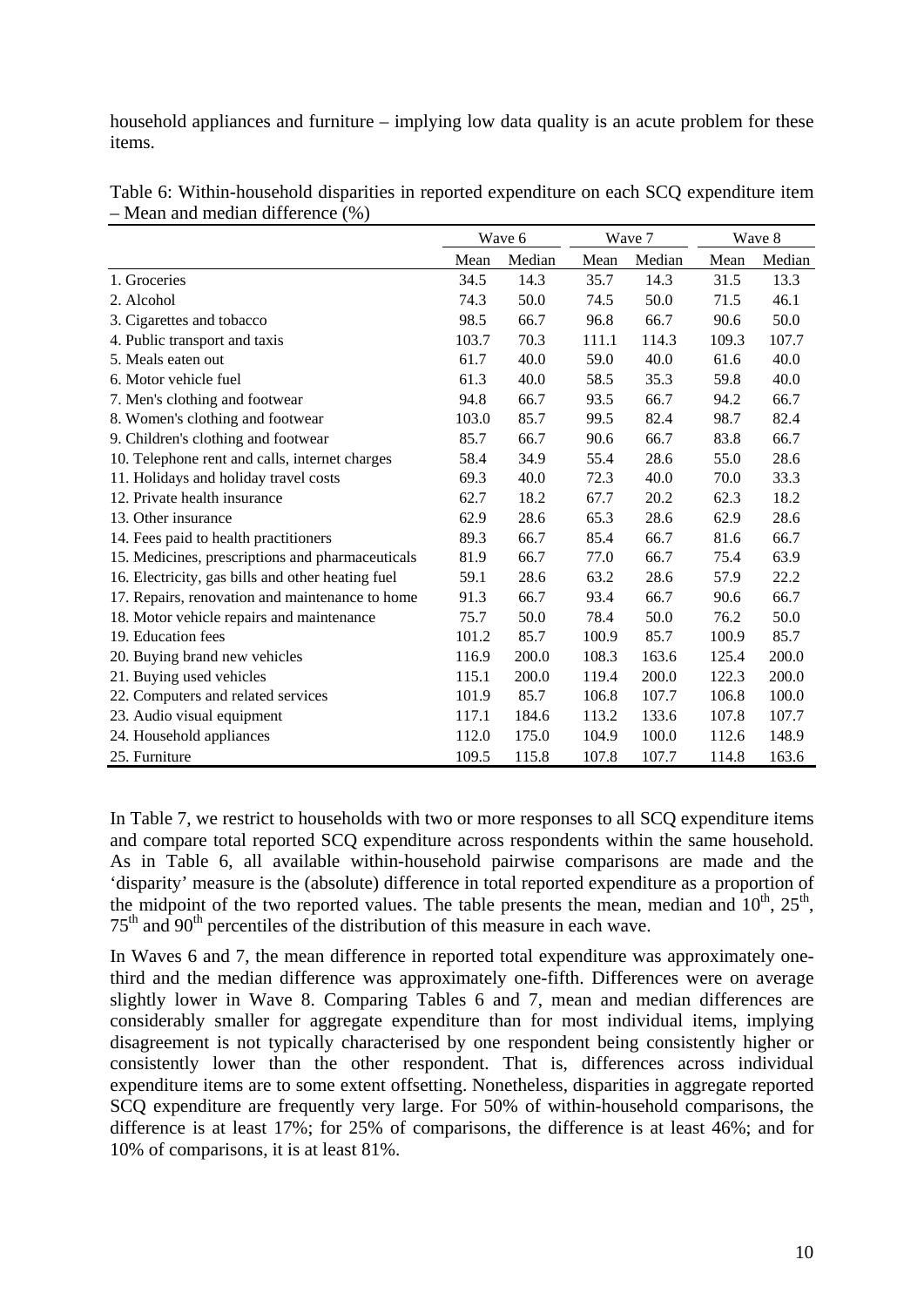household appliances and furniture – implying low data quality is an acute problem for these items.

Table 6: Within-household disparities in reported expenditure on each SCQ expenditure item – Mean and median difference (%)

| | Wave 6 | | Wave 7 | | Wave 8 | |
|---|---|---|---|---|---|---|
| | Mean | Median | Mean | Median | Mean | Median |
| 1. Groceries | 34.5 | 14.3 | 35.7 | 14.3 | 31.5 | 13.3 |
| 2. Alcohol | 74.3 | 50.0 | 74.5 | 50.0 | 71.5 | 46.1 |
| 3. Cigarettes and tobacco | 98.5 | 66.7 | 96.8 | 66.7 | 90.6 | 50.0 |
| 4. Public transport and taxis | 103.7 | 70.3 | 111.1 | 114.3 | 109.3 | 107.7 |
| 5. Meals eaten out | 61.7 | 40.0 | 59.0 | 40.0 | 61.6 | 40.0 |
| 6. Motor vehicle fuel | 61.3 | 40.0 | 58.5 | 35.3 | 59.8 | 40.0 |
| 7. Men's clothing and footwear | 94.8 | 66.7 | 93.5 | 66.7 | 94.2 | 66.7 |
| 8. Women's clothing and footwear | 103.0 | 85.7 | 99.5 | 82.4 | 98.7 | 82.4 |
| 9. Children's clothing and footwear | 85.7 | 66.7 | 90.6 | 66.7 | 83.8 | 66.7 |
| 10. Telephone rent and calls, internet charges | 58.4 | 34.9 | 55.4 | 28.6 | 55.0 | 28.6 |
| 11. Holidays and holiday travel costs | 69.3 | 40.0 | 72.3 | 40.0 | 70.0 | 33.3 |
| 12. Private health insurance | 62.7 | 18.2 | 67.7 | 20.2 | 62.3 | 18.2 |
| 13. Other insurance | 62.9 | 28.6 | 65.3 | 28.6 | 62.9 | 28.6 |
| 14. Fees paid to health practitioners | 89.3 | 66.7 | 85.4 | 66.7 | 81.6 | 66.7 |
| 15. Medicines, prescriptions and pharmaceuticals | 81.9 | 66.7 | 77.0 | 66.7 | 75.4 | 63.9 |
| 16. Electricity, gas bills and other heating fuel | 59.1 | 28.6 | 63.2 | 28.6 | 57.9 | 22.2 |
| 17. Repairs, renovation and maintenance to home | 91.3 | 66.7 | 93.4 | 66.7 | 90.6 | 66.7 |
| 18. Motor vehicle repairs and maintenance | 75.7 | 50.0 | 78.4 | 50.0 | 76.2 | 50.0 |
| 19. Education fees | 101.2 | 85.7 | 100.9 | 85.7 | 100.9 | 85.7 |
| 20. Buying brand new vehicles | 116.9 | 200.0 | 108.3 | 163.6 | 125.4 | 200.0 |
| 21. Buying used vehicles | 115.1 | 200.0 | 119.4 | 200.0 | 122.3 | 200.0 |
| 22. Computers and related services | 101.9 | 85.7 | 106.8 | 107.7 | 106.8 | 100.0 |
| 23. Audio visual equipment | 117.1 | 184.6 | 113.2 | 133.6 | 107.8 | 107.7 |
| 24. Household appliances | 112.0 | 175.0 | 104.9 | 100.0 | 112.6 | 148.9 |
| 25. Furniture | 109.5 | 115.8 | 107.8 | 107.7 | 114.8 | 163.6 |

In Table 7, we restrict to households with two or more responses to all SCQ expenditure items and compare total reported SCQ expenditure across respondents within the same household. As in Table 6, all available within-household pairwise comparisons are made and the 'disparity' measure is the (absolute) difference in total reported expenditure as a proportion of the midpoint of the two reported values. The table presents the mean, median and 10th, 25th, 75th and 90th percentiles of the distribution of this measure in each wave.

In Waves 6 and 7, the mean difference in reported total expenditure was approximately one-third and the median difference was approximately one-fifth. Differences were on average slightly lower in Wave 8. Comparing Tables 6 and 7, mean and median differences are considerably smaller for aggregate expenditure than for most individual items, implying disagreement is not typically characterised by one respondent being consistently higher or consistently lower than the other respondent. That is, differences across individual expenditure items are to some extent offsetting. Nonetheless, disparities in aggregate reported SCQ expenditure are frequently very large. For 50% of within-household comparisons, the difference is at least 17%; for 25% of comparisons, the difference is at least 46%; and for 10% of comparisons, it is at least 81%.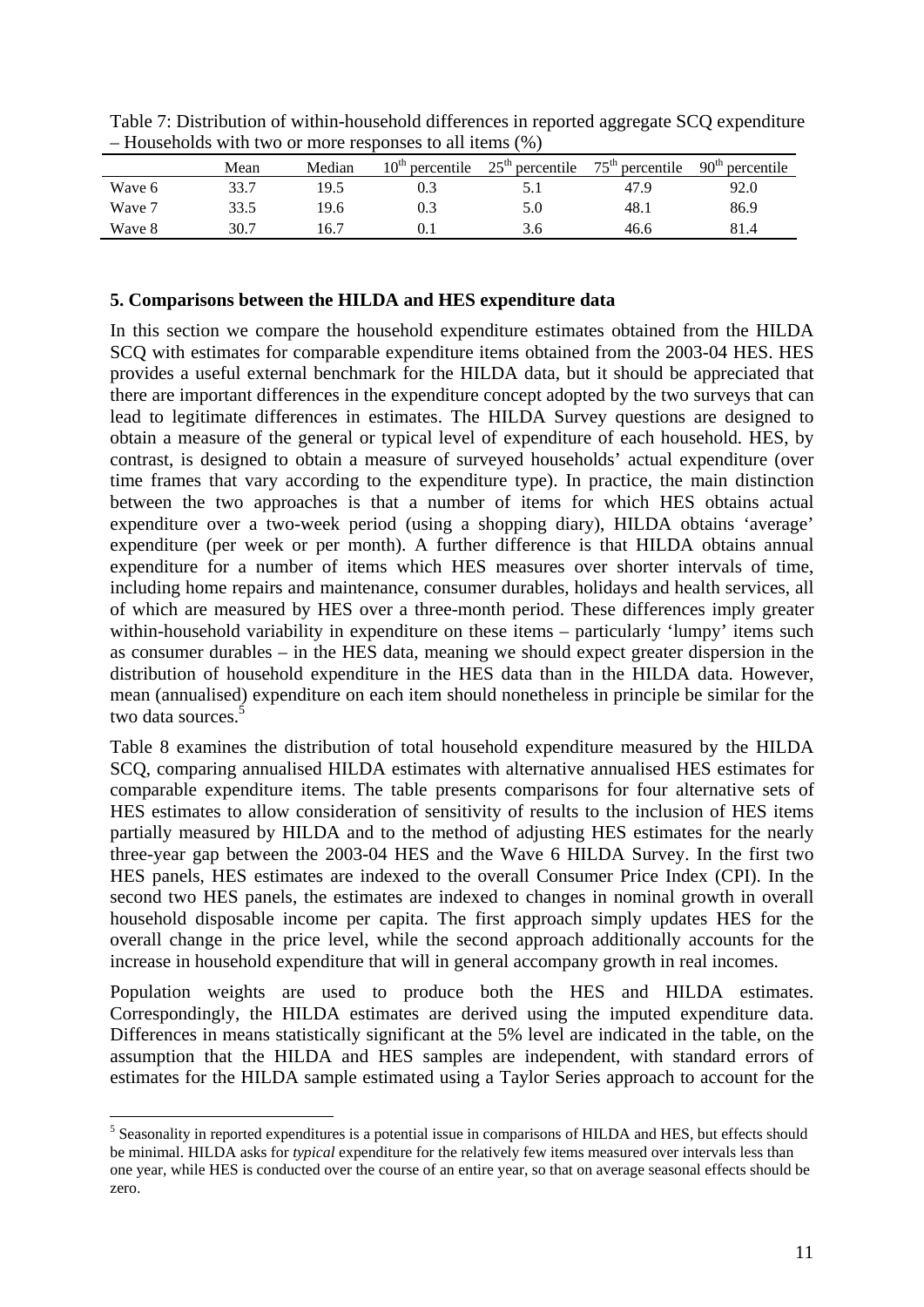Table 7: Distribution of within-household differences in reported aggregate SCQ expenditure – Households with two or more responses to all items (%)

| | Mean | Median | 10th percentile | 25th percentile | 75th percentile | 90th percentile |
|---|---|---|---|---|---|---|
| Wave 6 | 33.7 | 19.5 | 0.3 | 5.1 | 47.9 | 92.0 |
| Wave 7 | 33.5 | 19.6 | 0.3 | 5.0 | 48.1 | 86.9 |
| Wave 8 | 30.7 | 16.7 | 0.1 | 3.6 | 46.6 | 81.4 |

## 5. Comparisons between the HILDA and HES expenditure data

In this section we compare the household expenditure estimates obtained from the HILDA SCQ with estimates for comparable expenditure items obtained from the 2003-04 HES. HES provides a useful external benchmark for the HILDA data, but it should be appreciated that there are important differences in the expenditure concept adopted by the two surveys that can lead to legitimate differences in estimates. The HILDA Survey questions are designed to obtain a measure of the general or typical level of expenditure of each household. HES, by contrast, is designed to obtain a measure of surveyed households' actual expenditure (over time frames that vary according to the expenditure type). In practice, the main distinction between the two approaches is that a number of items for which HES obtains actual expenditure over a two-week period (using a shopping diary), HILDA obtains 'average' expenditure (per week or per month). A further difference is that HILDA obtains annual expenditure for a number of items which HES measures over shorter intervals of time, including home repairs and maintenance, consumer durables, holidays and health services, all of which are measured by HES over a three-month period. These differences imply greater within-household variability in expenditure on these items – particularly 'lumpy' items such as consumer durables – in the HES data, meaning we should expect greater dispersion in the distribution of household expenditure in the HES data than in the HILDA data. However, mean (annualised) expenditure on each item should nonetheless in principle be similar for the two data sources.[5]

Table 8 examines the distribution of total household expenditure measured by the HILDA SCQ, comparing annualised HILDA estimates with alternative annualised HES estimates for comparable expenditure items. The table presents comparisons for four alternative sets of HES estimates to allow consideration of sensitivity of results to the inclusion of HES items partially measured by HILDA and to the method of adjusting HES estimates for the nearly three-year gap between the 2003-04 HES and the Wave 6 HILDA Survey. In the first two HES panels, HES estimates are indexed to the overall Consumer Price Index (CPI). In the second two HES panels, the estimates are indexed to changes in nominal growth in overall household disposable income per capita. The first approach simply updates HES for the overall change in the price level, while the second approach additionally accounts for the increase in household expenditure that will in general accompany growth in real incomes.

Population weights are used to produce both the HES and HILDA estimates. Correspondingly, the HILDA estimates are derived using the imputed expenditure data. Differences in means statistically significant at the 5% level are indicated in the table, on the assumption that the HILDA and HES samples are independent, with standard errors of estimates for the HILDA sample estimated using a Taylor Series approach to account for the

[5] Seasonality in reported expenditures is a potential issue in comparisons of HILDA and HES, but effects should be minimal. HILDA asks for *typical* expenditure for the relatively few items measured over intervals less than one year, while HES is conducted over the course of an entire year, so that on average seasonal effects should be zero.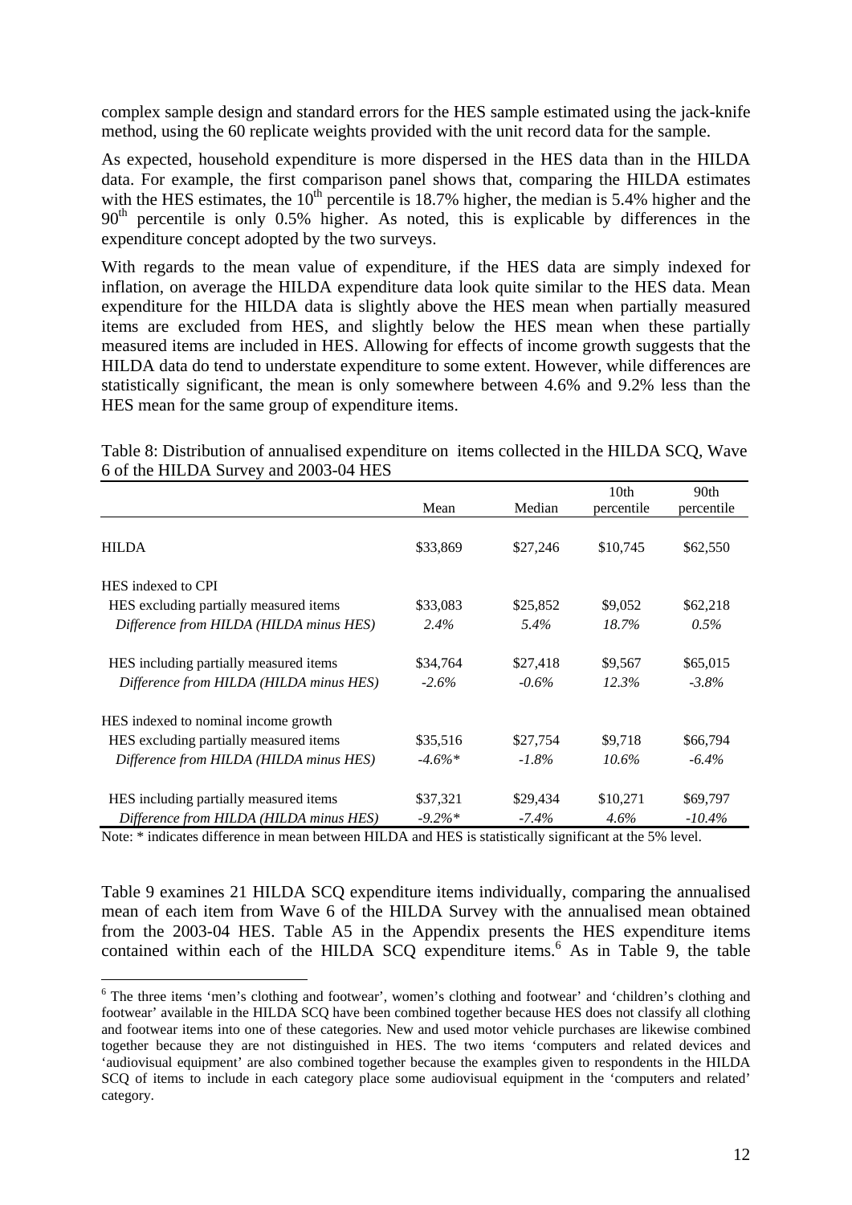complex sample design and standard errors for the HES sample estimated using the jack-knife method, using the 60 replicate weights provided with the unit record data for the sample.

As expected, household expenditure is more dispersed in the HES data than in the HILDA data. For example, the first comparison panel shows that, comparing the HILDA estimates with the HES estimates, the 10th percentile is 18.7% higher, the median is 5.4% higher and the 90th percentile is only 0.5% higher. As noted, this is explicable by differences in the expenditure concept adopted by the two surveys.

With regards to the mean value of expenditure, if the HES data are simply indexed for inflation, on average the HILDA expenditure data look quite similar to the HES data. Mean expenditure for the HILDA data is slightly above the HES mean when partially measured items are excluded from HES, and slightly below the HES mean when these partially measured items are included in HES. Allowing for effects of income growth suggests that the HILDA data do tend to understate expenditure to some extent. However, while differences are statistically significant, the mean is only somewhere between 4.6% and 9.2% less than the HES mean for the same group of expenditure items.

Table 8: Distribution of annualised expenditure on items collected in the HILDA SCQ, Wave 6 of the HILDA Survey and 2003-04 HES

| | Mean | Median | 10th percentile | 90th percentile |
|---|---|---|---|---|
| HILDA | \$33,869 | \$27,246 | \$10,745 | \$62,550 |
| HES indexed to CPI | | | | |
| HES excluding partially measured items | \$33,083 | \$25,852 | \$9,052 | \$62,218 |
| *Difference from HILDA (HILDA minus HES)* | *2.4%* | *5.4%* | *18.7%* | *0.5%* |
| HES including partially measured items | \$34,764 | \$27,418 | \$9,567 | \$65,015 |
| *Difference from HILDA (HILDA minus HES)* | *-2.6%* | *-0.6%* | *12.3%* | *-3.8%* |
| HES indexed to nominal income growth | | | | |
| HES excluding partially measured items | \$35,516 | \$27,754 | \$9,718 | \$66,794 |
| *Difference from HILDA (HILDA minus HES)* | *-4.6%** | *-1.8%* | *10.6%* | *-6.4%* |
| HES including partially measured items | \$37,321 | \$29,434 | \$10,271 | \$69,797 |
| *Difference from HILDA (HILDA minus HES)* | *-9.2%** | *-7.4%* | *4.6%* | *-10.4%* |

Note: * indicates difference in mean between HILDA and HES is statistically significant at the 5% level.

Table 9 examines 21 HILDA SCQ expenditure items individually, comparing the annualised mean of each item from Wave 6 of the HILDA Survey with the annualised mean obtained from the 2003-04 HES. Table A5 in the Appendix presents the HES expenditure items contained within each of the HILDA SCQ expenditure items.[6] As in Table 9, the table

[6] The three items 'men's clothing and footwear', women's clothing and footwear' and 'children's clothing and footwear' available in the HILDA SCQ have been combined together because HES does not classify all clothing and footwear items into one of these categories. New and used motor vehicle purchases are likewise combined together because they are not distinguished in HES. The two items 'computers and related devices and 'audiovisual equipment' are also combined together because the examples given to respondents in the HILDA SCQ of items to include in each category place some audiovisual equipment in the 'computers and related' category.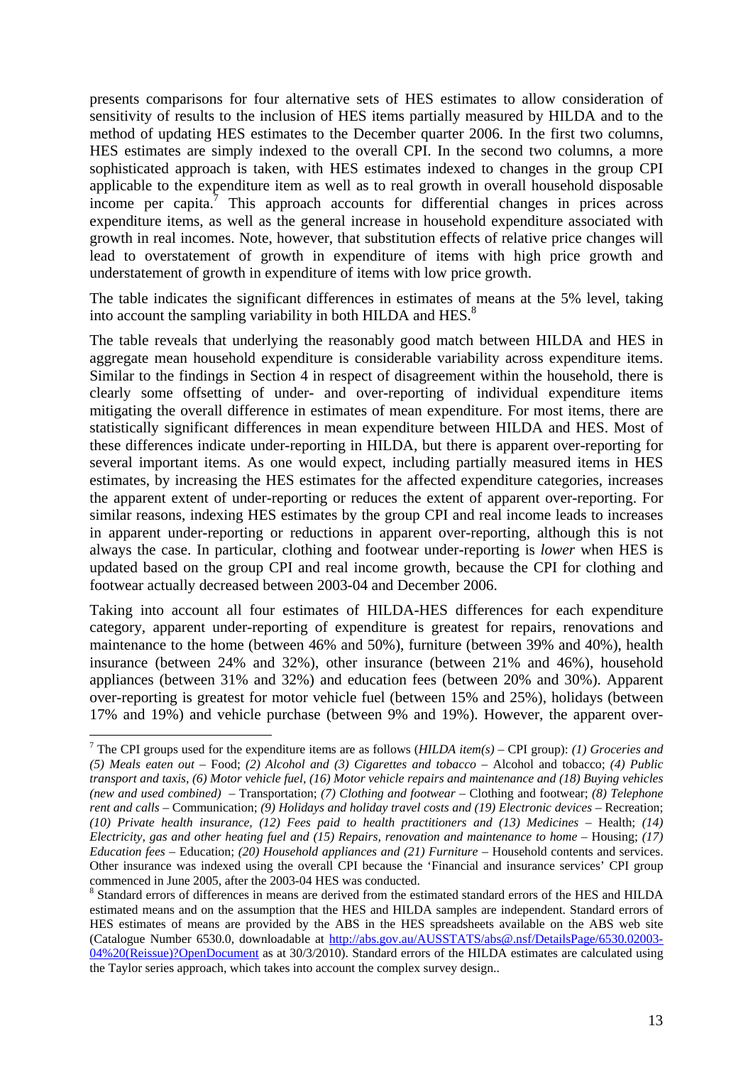presents comparisons for four alternative sets of HES estimates to allow consideration of sensitivity of results to the inclusion of HES items partially measured by HILDA and to the method of updating HES estimates to the December quarter 2006. In the first two columns, HES estimates are simply indexed to the overall CPI. In the second two columns, a more sophisticated approach is taken, with HES estimates indexed to changes in the group CPI applicable to the expenditure item as well as to real growth in overall household disposable income per capita.[7] This approach accounts for differential changes in prices across expenditure items, as well as the general increase in household expenditure associated with growth in real incomes. Note, however, that substitution effects of relative price changes will lead to overstatement of growth in expenditure of items with high price growth and understatement of growth in expenditure of items with low price growth.

The table indicates the significant differences in estimates of means at the 5% level, taking into account the sampling variability in both HILDA and HES.[8]

The table reveals that underlying the reasonably good match between HILDA and HES in aggregate mean household expenditure is considerable variability across expenditure items. Similar to the findings in Section 4 in respect of disagreement within the household, there is clearly some offsetting of under- and over-reporting of individual expenditure items mitigating the overall difference in estimates of mean expenditure. For most items, there are statistically significant differences in mean expenditure between HILDA and HES. Most of these differences indicate under-reporting in HILDA, but there is apparent over-reporting for several important items. As one would expect, including partially measured items in HES estimates, by increasing the HES estimates for the affected expenditure categories, increases the apparent extent of under-reporting or reduces the extent of apparent over-reporting. For similar reasons, indexing HES estimates by the group CPI and real income leads to increases in apparent under-reporting or reductions in apparent over-reporting, although this is not always the case. In particular, clothing and footwear under-reporting is *lower* when HES is updated based on the group CPI and real income growth, because the CPI for clothing and footwear actually decreased between 2003-04 and December 2006.

Taking into account all four estimates of HILDA-HES differences for each expenditure category, apparent under-reporting of expenditure is greatest for repairs, renovations and maintenance to the home (between 46% and 50%), furniture (between 39% and 40%), health insurance (between 24% and 32%), other insurance (between 21% and 46%), household appliances (between 31% and 32%) and education fees (between 20% and 30%). Apparent over-reporting is greatest for motor vehicle fuel (between 15% and 25%), holidays (between 17% and 19%) and vehicle purchase (between 9% and 19%). However, the apparent over-

---

[7] The CPI groups used for the expenditure items are as follows (*HILDA item(s)* – CPI group): *(1) Groceries and (5) Meals eaten out* – Food; *(2) Alcohol and (3) Cigarettes and tobacco* – Alcohol and tobacco; *(4) Public transport and taxis, (6) Motor vehicle fuel, (16) Motor vehicle repairs and maintenance and (18) Buying vehicles (new and used combined)* – Transportation; *(7) Clothing and footwear* – Clothing and footwear; *(8) Telephone rent and calls* – Communication; *(9) Holidays and holiday travel costs and (19) Electronic devices* – Recreation; *(10) Private health insurance, (12) Fees paid to health practitioners and (13) Medicines* – Health; *(14) Electricity, gas and other heating fuel and (15) Repairs, renovation and maintenance to home* – Housing; *(17) Education fees* – Education; *(20) Household appliances and (21) Furniture* – Household contents and services. Other insurance was indexed using the overall CPI because the 'Financial and insurance services' CPI group commenced in June 2005, after the 2003-04 HES was conducted.

[8] Standard errors of differences in means are derived from the estimated standard errors of the HES and HILDA estimated means and on the assumption that the HES and HILDA samples are independent. Standard errors of HES estimates of means are provided by the ABS in the HES spreadsheets available on the ABS web site (Catalogue Number 6530.0, downloadable at http://abs.gov.au/AUSSTATS/abs@.nsf/DetailsPage/6530.02003-04%20(Reissue)?OpenDocument as at 30/3/2010). Standard errors of the HILDA estimates are calculated using the Taylor series approach, which takes into account the complex survey design..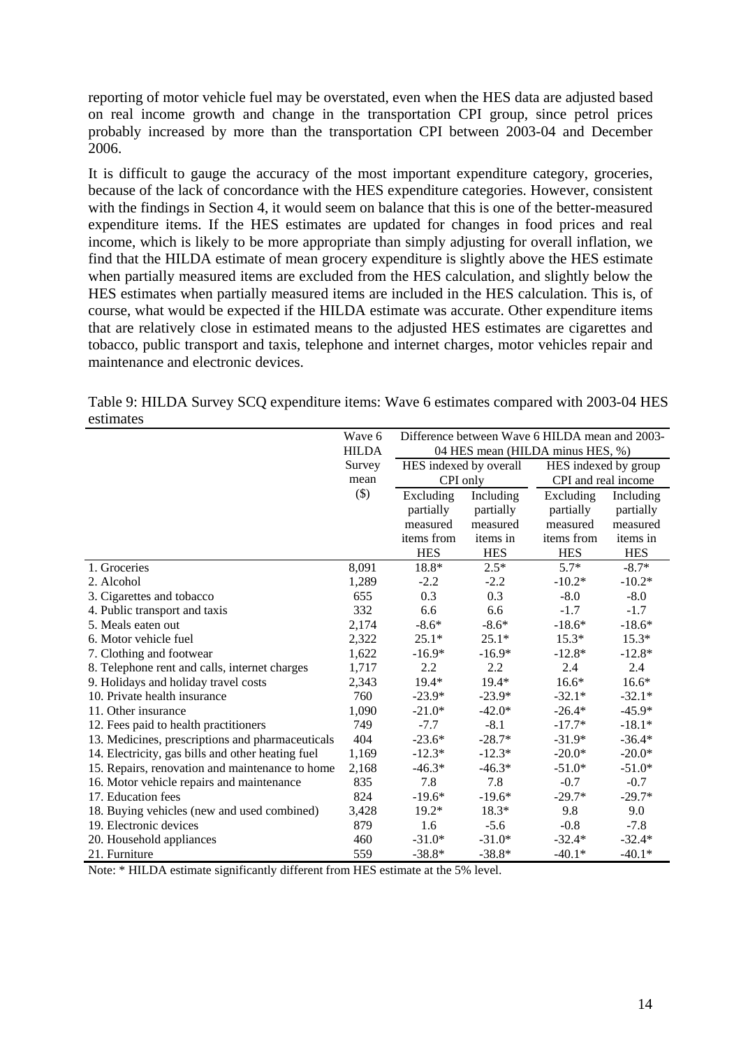reporting of motor vehicle fuel may be overstated, even when the HES data are adjusted based on real income growth and change in the transportation CPI group, since petrol prices probably increased by more than the transportation CPI between 2003-04 and December 2006.

It is difficult to gauge the accuracy of the most important expenditure category, groceries, because of the lack of concordance with the HES expenditure categories. However, consistent with the findings in Section 4, it would seem on balance that this is one of the better-measured expenditure items. If the HES estimates are updated for changes in food prices and real income, which is likely to be more appropriate than simply adjusting for overall inflation, we find that the HILDA estimate of mean grocery expenditure is slightly above the HES estimate when partially measured items are excluded from the HES calculation, and slightly below the HES estimates when partially measured items are included in the HES calculation. This is, of course, what would be expected if the HILDA estimate was accurate. Other expenditure items that are relatively close in estimated means to the adjusted HES estimates are cigarettes and tobacco, public transport and taxis, telephone and internet charges, motor vehicles repair and maintenance and electronic devices.

Table 9: HILDA Survey SCQ expenditure items: Wave 6 estimates compared with 2003-04 HES estimates

| | Wave 6 HILDA Survey mean ($) | Difference between Wave 6 HILDA mean and 2003-04 HES mean (HILDA minus HES, %) | | | |
|---|---|---|---|---|---|
| | | HES indexed by overall CPI only | | HES indexed by group CPI and real income | |
| | | Excluding partially measured items from HES | Including partially measured items in HES | Excluding partially measured items from HES | Including partially measured items in HES |
| 1. Groceries | 8,091 | 18.8* | 2.5* | 5.7* | -8.7* |
| 2. Alcohol | 1,289 | -2.2 | -2.2 | -10.2* | -10.2* |
| 3. Cigarettes and tobacco | 655 | 0.3 | 0.3 | -8.0 | -8.0 |
| 4. Public transport and taxis | 332 | 6.6 | 6.6 | -1.7 | -1.7 |
| 5. Meals eaten out | 2,174 | -8.6* | -8.6* | -18.6* | -18.6* |
| 6. Motor vehicle fuel | 2,322 | 25.1* | 25.1* | 15.3* | 15.3* |
| 7. Clothing and footwear | 1,622 | -16.9* | -16.9* | -12.8* | -12.8* |
| 8. Telephone rent and calls, internet charges | 1,717 | 2.2 | 2.2 | 2.4 | 2.4 |
| 9. Holidays and holiday travel costs | 2,343 | 19.4* | 19.4* | 16.6* | 16.6* |
| 10. Private health insurance | 760 | -23.9* | -23.9* | -32.1* | -32.1* |
| 11. Other insurance | 1,090 | -21.0* | -42.0* | -26.4* | -45.9* |
| 12. Fees paid to health practitioners | 749 | -7.7 | -8.1 | -17.7* | -18.1* |
| 13. Medicines, prescriptions and pharmaceuticals | 404 | -23.6* | -28.7* | -31.9* | -36.4* |
| 14. Electricity, gas bills and other heating fuel | 1,169 | -12.3* | -12.3* | -20.0* | -20.0* |
| 15. Repairs, renovation and maintenance to home | 2,168 | -46.3* | -46.3* | -51.0* | -51.0* |
| 16. Motor vehicle repairs and maintenance | 835 | 7.8 | 7.8 | -0.7 | -0.7 |
| 17. Education fees | 824 | -19.6* | -19.6* | -29.7* | -29.7* |
| 18. Buying vehicles (new and used combined) | 3,428 | 19.2* | 18.3* | 9.8 | 9.0 |
| 19. Electronic devices | 879 | 1.6 | -5.6 | -0.8 | -7.8 |
| 20. Household appliances | 460 | -31.0* | -31.0* | -32.4* | -32.4* |
| 21. Furniture | 559 | -38.8* | -38.8* | -40.1* | -40.1* |

Note: * HILDA estimate significantly different from HES estimate at the 5% level.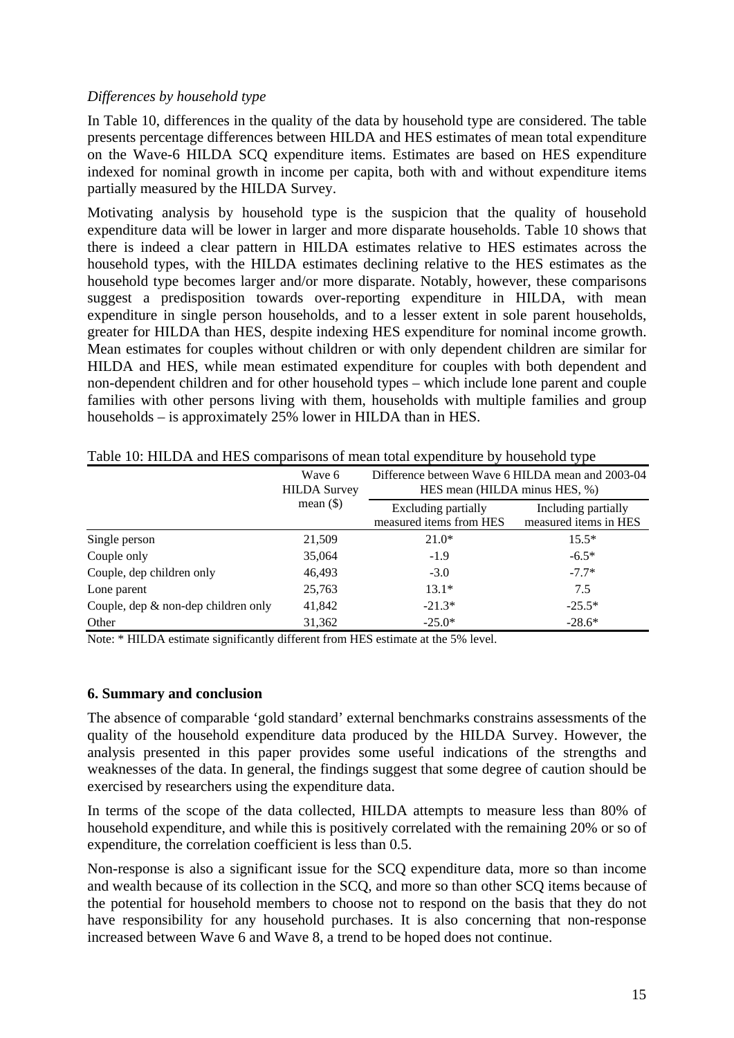*Differences by household type*

In Table 10, differences in the quality of the data by household type are considered. The table presents percentage differences between HILDA and HES estimates of mean total expenditure on the Wave-6 HILDA SCQ expenditure items. Estimates are based on HES expenditure indexed for nominal growth in income per capita, both with and without expenditure items partially measured by the HILDA Survey.

Motivating analysis by household type is the suspicion that the quality of household expenditure data will be lower in larger and more disparate households. Table 10 shows that there is indeed a clear pattern in HILDA estimates relative to HES estimates across the household types, with the HILDA estimates declining relative to the HES estimates as the household type becomes larger and/or more disparate. Notably, however, these comparisons suggest a predisposition towards over-reporting expenditure in HILDA, with mean expenditure in single person households, and to a lesser extent in sole parent households, greater for HILDA than HES, despite indexing HES expenditure for nominal income growth. Mean estimates for couples without children or with only dependent children are similar for HILDA and HES, while mean estimated expenditure for couples with both dependent and non-dependent children and for other household types – which include lone parent and couple families with other persons living with them, households with multiple families and group households – is approximately 25% lower in HILDA than in HES.

Table 10: HILDA and HES comparisons of mean total expenditure by household type

| | Wave 6 HILDA Survey mean ($) | Difference between Wave 6 HILDA mean and 2003-04 HES mean (HILDA minus HES, %) | |
|---|---|---|---|
| | | Excluding partially measured items from HES | Including partially measured items in HES |
| Single person | 21,509 | 21.0* | 15.5* |
| Couple only | 35,064 | -1.9 | -6.5* |
| Couple, dep children only | 46,493 | -3.0 | -7.7* |
| Lone parent | 25,763 | 13.1* | 7.5 |
| Couple, dep & non-dep children only | 41,842 | -21.3* | -25.5* |
| Other | 31,362 | -25.0* | -28.6* |

Note: * HILDA estimate significantly different from HES estimate at the 5% level.

## 6. Summary and conclusion

The absence of comparable 'gold standard' external benchmarks constrains assessments of the quality of the household expenditure data produced by the HILDA Survey. However, the analysis presented in this paper provides some useful indications of the strengths and weaknesses of the data. In general, the findings suggest that some degree of caution should be exercised by researchers using the expenditure data.

In terms of the scope of the data collected, HILDA attempts to measure less than 80% of household expenditure, and while this is positively correlated with the remaining 20% or so of expenditure, the correlation coefficient is less than 0.5.

Non-response is also a significant issue for the SCQ expenditure data, more so than income and wealth because of its collection in the SCQ, and more so than other SCQ items because of the potential for household members to choose not to respond on the basis that they do not have responsibility for any household purchases. It is also concerning that non-response increased between Wave 6 and Wave 8, a trend to be hoped does not continue.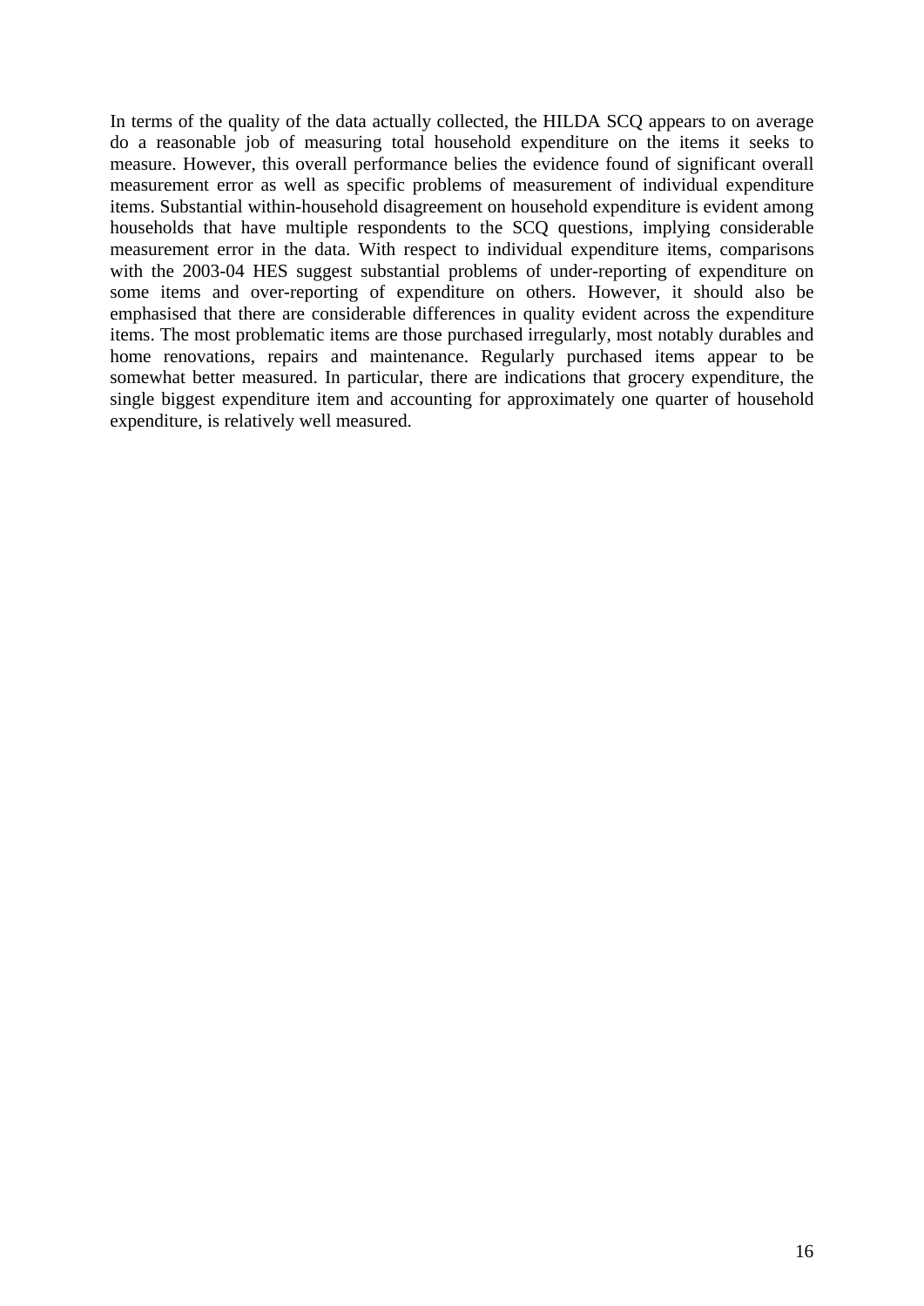In terms of the quality of the data actually collected, the HILDA SCQ appears to on average do a reasonable job of measuring total household expenditure on the items it seeks to measure. However, this overall performance belies the evidence found of significant overall measurement error as well as specific problems of measurement of individual expenditure items. Substantial within-household disagreement on household expenditure is evident among households that have multiple respondents to the SCQ questions, implying considerable measurement error in the data. With respect to individual expenditure items, comparisons with the 2003-04 HES suggest substantial problems of under-reporting of expenditure on some items and over-reporting of expenditure on others. However, it should also be emphasised that there are considerable differences in quality evident across the expenditure items. The most problematic items are those purchased irregularly, most notably durables and home renovations, repairs and maintenance. Regularly purchased items appear to be somewhat better measured. In particular, there are indications that grocery expenditure, the single biggest expenditure item and accounting for approximately one quarter of household expenditure, is relatively well measured.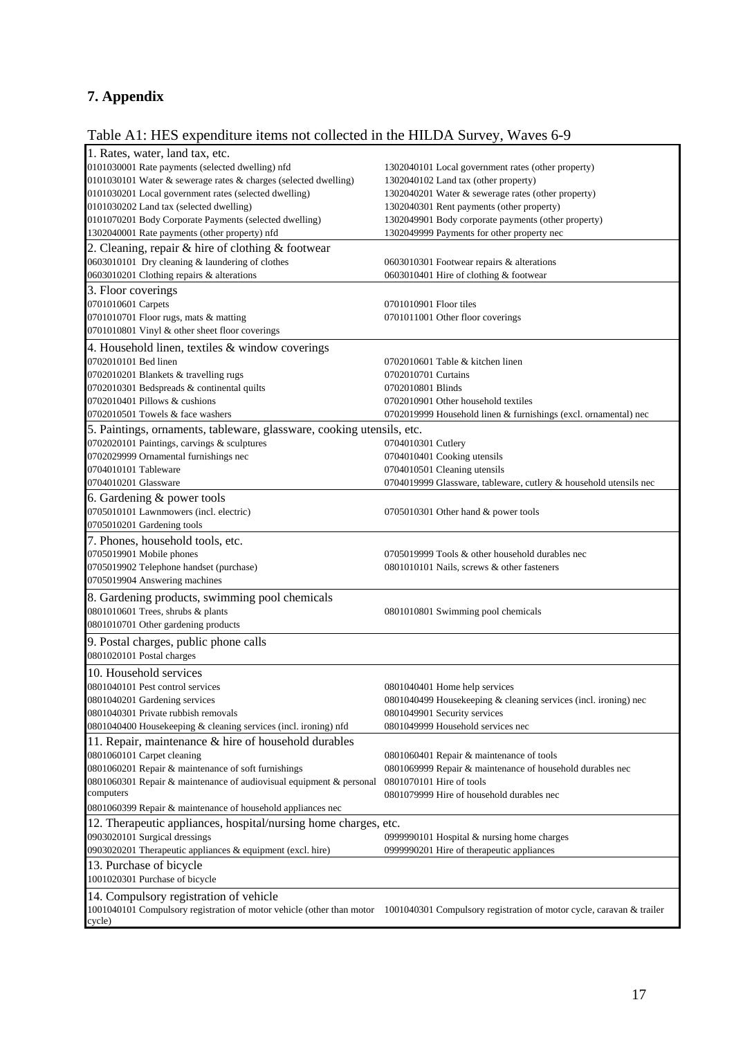# 7. Appendix

Table A1: HES expenditure items not collected in the HILDA Survey, Waves 6-9

| | |
|---|---|
| **1. Rates, water, land tax, etc.** | |
| 0101030001 Rate payments (selected dwelling) nfd | 1302040101 Local government rates (other property) |
| 0101030101 Water & sewerage rates & charges (selected dwelling) | 1302040102 Land tax (other property) |
| 0101030201 Local government rates (selected dwelling) | 1302040201 Water & sewerage rates (other property) |
| 0101030202 Land tax (selected dwelling) | 1302040301 Rent payments (other property) |
| 0101070201 Body Corporate Payments (selected dwelling) | 1302049901 Body corporate payments (other property) |
| 1302040001 Rate payments (other property) nfd | 1302049999 Payments for other property nec |
| **2. Cleaning, repair & hire of clothing & footwear** | |
| 0603010101 Dry cleaning & laundering of clothes | 0603010301 Footwear repairs & alterations |
| 0603010201 Clothing repairs & alterations | 0603010401 Hire of clothing & footwear |
| **3. Floor coverings** | |
| 0701010601 Carpets | 0701010901 Floor tiles |
| 0701010701 Floor rugs, mats & matting | 0701011001 Other floor coverings |
| 0701010801 Vinyl & other sheet floor coverings | |
| **4. Household linen, textiles & window coverings** | |
| 0702010101 Bed linen | 0702010601 Table & kitchen linen |
| 0702010201 Blankets & travelling rugs | 0702010701 Curtains |
| 0702010301 Bedspreads & continental quilts | 0702010801 Blinds |
| 0702010401 Pillows & cushions | 0702010901 Other household textiles |
| 0702010501 Towels & face washers | 0702019999 Household linen & furnishings (excl. ornamental) nec |
| **5. Paintings, ornaments, tableware, glassware, cooking utensils, etc.** | |
| 0702020101 Paintings, carvings & sculptures | 0704010301 Cutlery |
| 0702029999 Ornamental furnishings nec | 0704010401 Cooking utensils |
| 0704010101 Tableware | 0704010501 Cleaning utensils |
| 0704010201 Glassware | 0704019999 Glassware, tableware, cutlery & household utensils nec |
| **6. Gardening & power tools** | |
| 0705010101 Lawnmowers (incl. electric) | 0705010301 Other hand & power tools |
| 0705010201 Gardening tools | |
| **7. Phones, household tools, etc.** | |
| 0705019901 Mobile phones | 0705019999 Tools & other household durables nec |
| 0705019902 Telephone handset (purchase) | 0801010101 Nails, screws & other fasteners |
| 0705019904 Answering machines | |
| **8. Gardening products, swimming pool chemicals** | |
| 0801010601 Trees, shrubs & plants | 0801010801 Swimming pool chemicals |
| 0801010701 Other gardening products | |
| **9. Postal charges, public phone calls** | |
| 0801020101 Postal charges | |
| **10. Household services** | |
| 0801040101 Pest control services | 0801040401 Home help services |
| 0801040201 Gardening services | 0801040499 Housekeeping & cleaning services (incl. ironing) nec |
| 0801040301 Private rubbish removals | 0801049901 Security services |
| 0801040400 Housekeeping & cleaning services (incl. ironing) nfd | 0801049999 Household services nec |
| **11. Repair, maintenance & hire of household durables** | |
| 0801060101 Carpet cleaning | 0801060401 Repair & maintenance of tools |
| 0801060201 Repair & maintenance of soft furnishings | 0801069999 Repair & maintenance of household durables nec |
| 0801060301 Repair & maintenance of audiovisual equipment & personal computers | 0801070101 Hire of tools |
| 0801060399 Repair & maintenance of household appliances nec | 0801079999 Hire of household durables nec |
| **12. Therapeutic appliances, hospital/nursing home charges, etc.** | |
| 0903020101 Surgical dressings | 0999990101 Hospital & nursing home charges |
| 0903020201 Therapeutic appliances & equipment (excl. hire) | 0999990201 Hire of therapeutic appliances |
| **13. Purchase of bicycle** | |
| 1001020301 Purchase of bicycle | |
| **14. Compulsory registration of vehicle** | |
| 1001040101 Compulsory registration of motor vehicle (other than motor cycle) | 1001040301 Compulsory registration of motor cycle, caravan & trailer |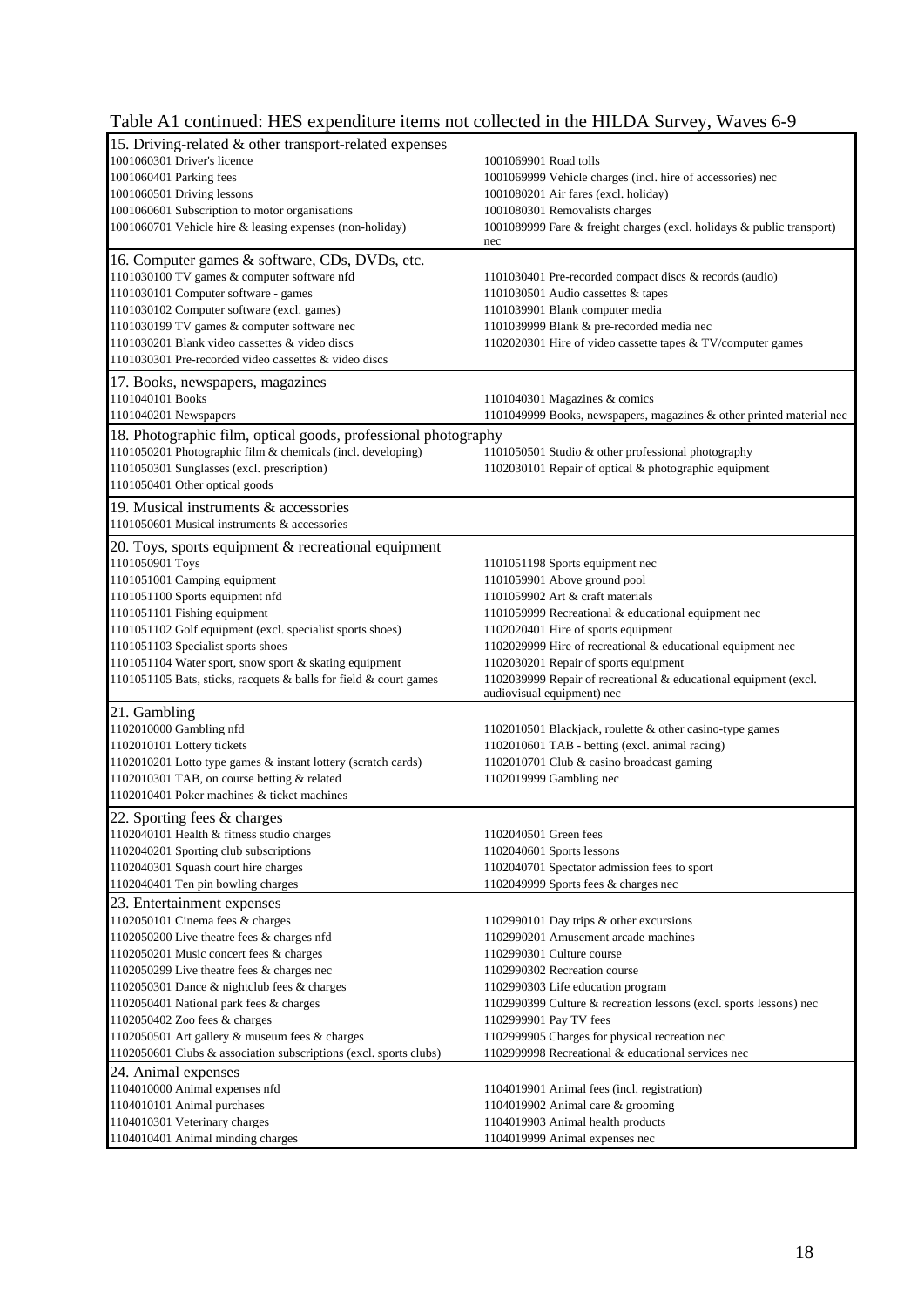Table A1 continued: HES expenditure items not collected in the HILDA Survey, Waves 6-9

| | |
|---|---|
| **15. Driving-related & other transport-related expenses** | |
| 1001060301 Driver's licence | 1001069901 Road tolls |
| 1001060401 Parking fees | 1001069999 Vehicle charges (incl. hire of accessories) nec |
| 1001060501 Driving lessons | 1001080201 Air fares (excl. holiday) |
| 1001060601 Subscription to motor organisations | 1001080301 Removalists charges |
| 1001060701 Vehicle hire & leasing expenses (non-holiday) | 1001089999 Fare & freight charges (excl. holidays & public transport) nec |
| **16. Computer games & software, CDs, DVDs, etc.** | |
| 1101030100 TV games & computer software nfd | 1101030401 Pre-recorded compact discs & records (audio) |
| 1101030101 Computer software - games | 1101030501 Audio cassettes & tapes |
| 1101030102 Computer software (excl. games) | 1101039901 Blank computer media |
| 1101030199 TV games & computer software nec | 1101039999 Blank & pre-recorded media nec |
| 1101030201 Blank video cassettes & video discs | 1102020301 Hire of video cassette tapes & TV/computer games |
| 1101030301 Pre-recorded video cassettes & video discs | |
| **17. Books, newspapers, magazines** | |
| 1101040101 Books | 1101040301 Magazines & comics |
| 1101040201 Newspapers | 1101049999 Books, newspapers, magazines & other printed material nec |
| **18. Photographic film, optical goods, professional photography** | |
| 1101050201 Photographic film & chemicals (incl. developing) | 1101050501 Studio & other professional photography |
| 1101050301 Sunglasses (excl. prescription) | 1102030101 Repair of optical & photographic equipment |
| 1101050401 Other optical goods | |
| **19. Musical instruments & accessories** | |
| 1101050601 Musical instruments & accessories | |
| **20. Toys, sports equipment & recreational equipment** | |
| 1101050901 Toys | 1101051198 Sports equipment nec |
| 1101051001 Camping equipment | 1101059901 Above ground pool |
| 1101051100 Sports equipment nfd | 1101059902 Art & craft materials |
| 1101051101 Fishing equipment | 1101059999 Recreational & educational equipment nec |
| 1101051102 Golf equipment (excl. specialist sports shoes) | 1102020401 Hire of sports equipment |
| 1101051103 Specialist sports shoes | 1102029999 Hire of recreational & educational equipment nec |
| 1101051104 Water sport, snow sport & skating equipment | 1102030201 Repair of sports equipment |
| 1101051105 Bats, sticks, racquets & balls for field & court games | 1102039999 Repair of recreational & educational equipment (excl. audiovisual equipment) nec |
| **21. Gambling** | |
| 1102010000 Gambling nfd | 1102010501 Blackjack, roulette & other casino-type games |
| 1102010101 Lottery tickets | 1102010601 TAB - betting (excl. animal racing) |
| 1102010201 Lotto type games & instant lottery (scratch cards) | 1102010701 Club & casino broadcast gaming |
| 1102010301 TAB, on course betting & related | 1102019999 Gambling nec |
| 1102010401 Poker machines & ticket machines | |
| **22. Sporting fees & charges** | |
| 1102040101 Health & fitness studio charges | 1102040501 Green fees |
| 1102040201 Sporting club subscriptions | 1102040601 Sports lessons |
| 1102040301 Squash court hire charges | 1102040701 Spectator admission fees to sport |
| 1102040401 Ten pin bowling charges | 1102049999 Sports fees & charges nec |
| **23. Entertainment expenses** | |
| 1102050101 Cinema fees & charges | 1102990101 Day trips & other excursions |
| 1102050200 Live theatre fees & charges nfd | 1102990201 Amusement arcade machines |
| 1102050201 Music concert fees & charges | 1102990301 Culture course |
| 1102050299 Live theatre fees & charges nec | 1102990302 Recreation course |
| 1102050301 Dance & nightclub fees & charges | 1102990303 Life education program |
| 1102050401 National park fees & charges | 1102990399 Culture & recreation lessons (excl. sports lessons) nec |
| 1102050402 Zoo fees & charges | 1102999901 Pay TV fees |
| 1102050501 Art gallery & museum fees & charges | 1102999905 Charges for physical recreation nec |
| 1102050601 Clubs & association subscriptions (excl. sports clubs) | 1102999998 Recreational & educational services nec |
| **24. Animal expenses** | |
| 1104010000 Animal expenses nfd | 1104019901 Animal fees (incl. registration) |
| 1104010101 Animal purchases | 1104019902 Animal care & grooming |
| 1104010301 Veterinary charges | 1104019903 Animal health products |
| 1104010401 Animal minding charges | 1104019999 Animal expenses nec |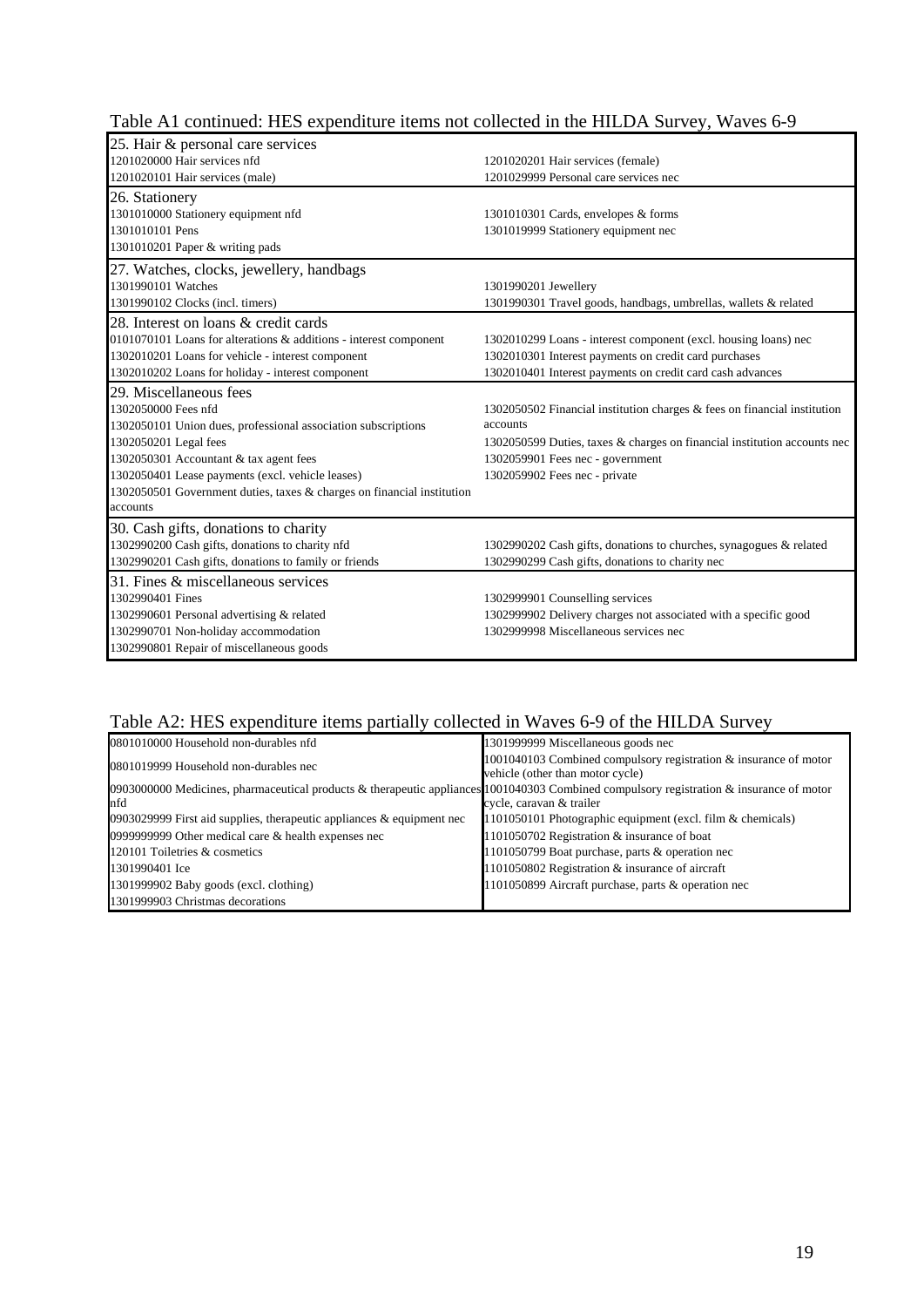Table A1 continued: HES expenditure items not collected in the HILDA Survey, Waves 6-9

| | |
|---|---|
| **25. Hair & personal care services** | |
| 1201020000 Hair services nfd | 1201020201 Hair services (female) |
| 1201020101 Hair services (male) | 1201029999 Personal care services nec |
| **26. Stationery** | |
| 1301010000 Stationery equipment nfd | 1301010301 Cards, envelopes & forms |
| 1301010101 Pens | 1301019999 Stationery equipment nec |
| 1301010201 Paper & writing pads | |
| **27. Watches, clocks, jewellery, handbags** | |
| 1301990101 Watches | 1301990201 Jewellery |
| 1301990102 Clocks (incl. timers) | 1301990301 Travel goods, handbags, umbrellas, wallets & related |
| **28. Interest on loans & credit cards** | |
| 0101070101 Loans for alterations & additions - interest component | 1302010299 Loans - interest component (excl. housing loans) nec |
| 1302010201 Loans for vehicle - interest component | 1302010301 Interest payments on credit card purchases |
| 1302010202 Loans for holiday - interest component | 1302010401 Interest payments on credit card cash advances |
| **29. Miscellaneous fees** | |
| 1302050000 Fees nfd | 1302050502 Financial institution charges & fees on financial institution accounts |
| 1302050101 Union dues, professional association subscriptions | 1302050599 Duties, taxes & charges on financial institution accounts nec |
| 1302050201 Legal fees | 1302059901 Fees nec - government |
| 1302050301 Accountant & tax agent fees | 1302059902 Fees nec - private |
| 1302050401 Lease payments (excl. vehicle leases) | |
| 1302050501 Government duties, taxes & charges on financial institution accounts | |
| **30. Cash gifts, donations to charity** | |
| 1302990200 Cash gifts, donations to charity nfd | 1302990202 Cash gifts, donations to churches, synagogues & related |
| 1302990201 Cash gifts, donations to family or friends | 1302990299 Cash gifts, donations to charity nec |
| **31. Fines & miscellaneous services** | |
| 1302990401 Fines | 1302999901 Counselling services |
| 1302990601 Personal advertising & related | 1302999902 Delivery charges not associated with a specific good |
| 1302990701 Non-holiday accommodation | 1302999998 Miscellaneous services nec |
| 1302990801 Repair of miscellaneous goods | |

Table A2: HES expenditure items partially collected in Waves 6-9 of the HILDA Survey

| | |
|---|---|
| 0801010000 Household non-durables nfd | 1301999999 Miscellaneous goods nec |
| 0801019999 Household non-durables nec | 1001040103 Combined compulsory registration & insurance of motor vehicle (other than motor cycle) |
| 0903000000 Medicines, pharmaceutical products & therapeutic appliances nfd | 1001040303 Combined compulsory registration & insurance of motor cycle, caravan & trailer |
| 0903029999 First aid supplies, therapeutic appliances & equipment nec | 1101050101 Photographic equipment (excl. film & chemicals) |
| 0999999999 Other medical care & health expenses nec | 1101050702 Registration & insurance of boat |
| 120101 Toiletries & cosmetics | 1101050799 Boat purchase, parts & operation nec |
| 1301990401 Ice | 1101050802 Registration & insurance of aircraft |
| 1301999902 Baby goods (excl. clothing) | 1101050899 Aircraft purchase, parts & operation nec |
| 1301999903 Christmas decorations | |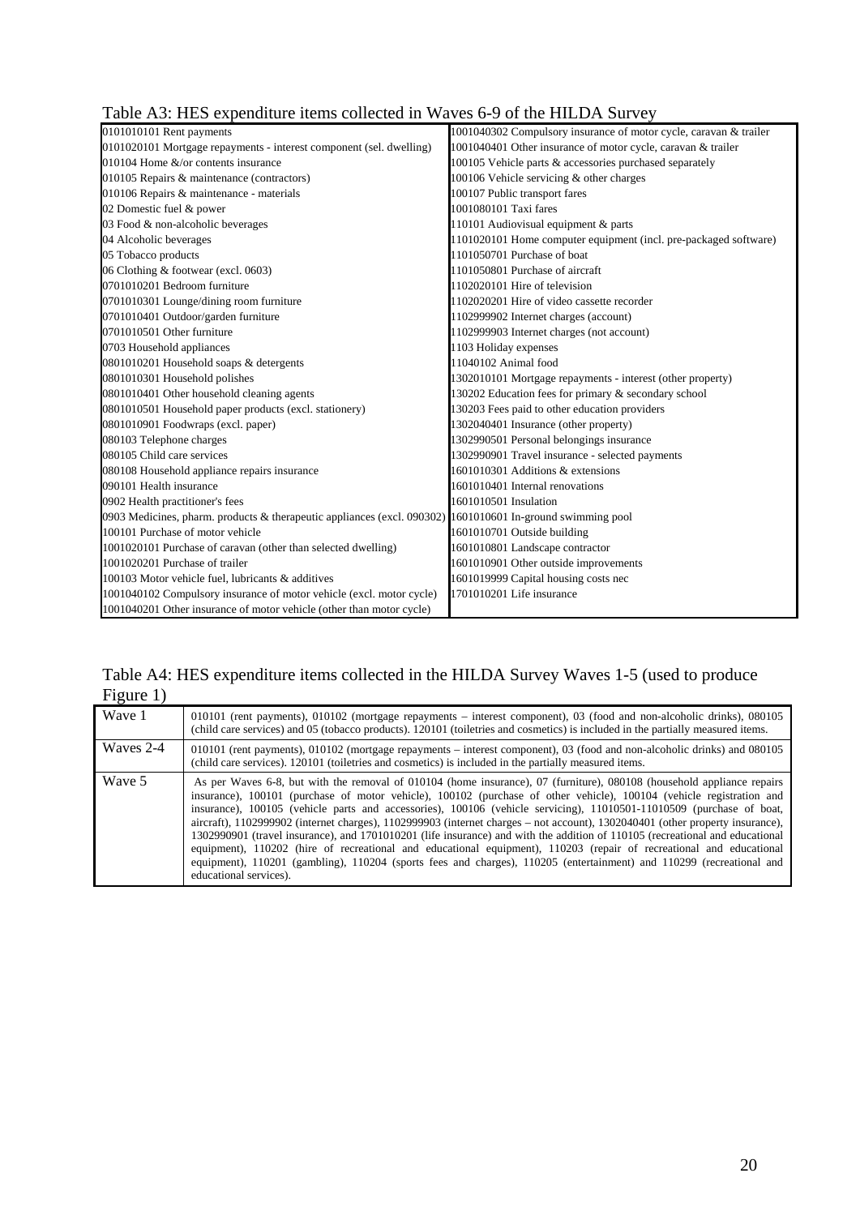Table A3: HES expenditure items collected in Waves 6-9 of the HILDA Survey

| | |
|---|---|
| 0101010101 Rent payments | 1001040302 Compulsory insurance of motor cycle, caravan & trailer |
| 0101020101 Mortgage repayments - interest component (sel. dwelling) | 1001040401 Other insurance of motor cycle, caravan & trailer |
| 010104 Home &/or contents insurance | 100105 Vehicle parts & accessories purchased separately |
| 010105 Repairs & maintenance (contractors) | 100106 Vehicle servicing & other charges |
| 010106 Repairs & maintenance - materials | 100107 Public transport fares |
| 02 Domestic fuel & power | 1001080101 Taxi fares |
| 03 Food & non-alcoholic beverages | 110101 Audiovisual equipment & parts |
| 04 Alcoholic beverages | 1101020101 Home computer equipment (incl. pre-packaged software) |
| 05 Tobacco products | 1101050701 Purchase of boat |
| 06 Clothing & footwear (excl. 0603) | 1101050801 Purchase of aircraft |
| 0701010201 Bedroom furniture | 1102020101 Hire of television |
| 0701010301 Lounge/dining room furniture | 1102020201 Hire of video cassette recorder |
| 0701010401 Outdoor/garden furniture | 1102999902 Internet charges (account) |
| 0701010501 Other furniture | 1102999903 Internet charges (not account) |
| 0703 Household appliances | 1103 Holiday expenses |
| 0801010201 Household soaps & detergents | 11040102 Animal food |
| 0801010301 Household polishes | 1302010101 Mortgage repayments - interest (other property) |
| 0801010401 Other household cleaning agents | 130202 Education fees for primary & secondary school |
| 0801010501 Household paper products (excl. stationery) | 130203 Fees paid to other education providers |
| 0801010901 Foodwraps (excl. paper) | 1302040401 Insurance (other property) |
| 080103 Telephone charges | 1302990501 Personal belongings insurance |
| 080105 Child care services | 1302990901 Travel insurance - selected payments |
| 080108 Household appliance repairs insurance | 1601010301 Additions & extensions |
| 090101 Health insurance | 1601010401 Internal renovations |
| 0902 Health practitioner's fees | 1601010501 Insulation |
| 0903 Medicines, pharm. products & therapeutic appliances (excl. 090302) | 1601010601 In-ground swimming pool |
| 100101 Purchase of motor vehicle | 1601010701 Outside building |
| 1001020101 Purchase of caravan (other than selected dwelling) | 1601010801 Landscape contractor |
| 1001020201 Purchase of trailer | 1601010901 Other outside improvements |
| 100103 Motor vehicle fuel, lubricants & additives | 1601019999 Capital housing costs nec |
| 1001040102 Compulsory insurance of motor vehicle (excl. motor cycle) | 1701010201 Life insurance |
| 1001040201 Other insurance of motor vehicle (other than motor cycle) | |

Table A4: HES expenditure items collected in the HILDA Survey Waves 1-5 (used to produce Figure 1)

| | |
|---|---|
| Wave 1 | 010101 (rent payments), 010102 (mortgage repayments – interest component), 03 (food and non-alcoholic drinks), 080105 (child care services) and 05 (tobacco products). 120101 (toiletries and cosmetics) is included in the partially measured items. |
| Waves 2-4 | 010101 (rent payments), 010102 (mortgage repayments – interest component), 03 (food and non-alcoholic drinks) and 080105 (child care services). 120101 (toiletries and cosmetics) is included in the partially measured items. |
| Wave 5 | As per Waves 6-8, but with the removal of 010104 (home insurance), 07 (furniture), 080108 (household appliance repairs insurance), 100101 (purchase of motor vehicle), 100102 (purchase of other vehicle), 100104 (vehicle registration and insurance), 100105 (vehicle parts and accessories), 100106 (vehicle servicing), 11010501-11010509 (purchase of boat, aircraft), 1102999902 (internet charges), 1102999903 (internet charges – not account), 1302040401 (other property insurance), 1302990901 (travel insurance), and 1701010201 (life insurance) and with the addition of 110105 (recreational and educational equipment), 110202 (hire of recreational and educational equipment), 110203 (repair of recreational and educational equipment), 110201 (gambling), 110204 (sports fees and charges), 110205 (entertainment) and 110299 (recreational and educational services). |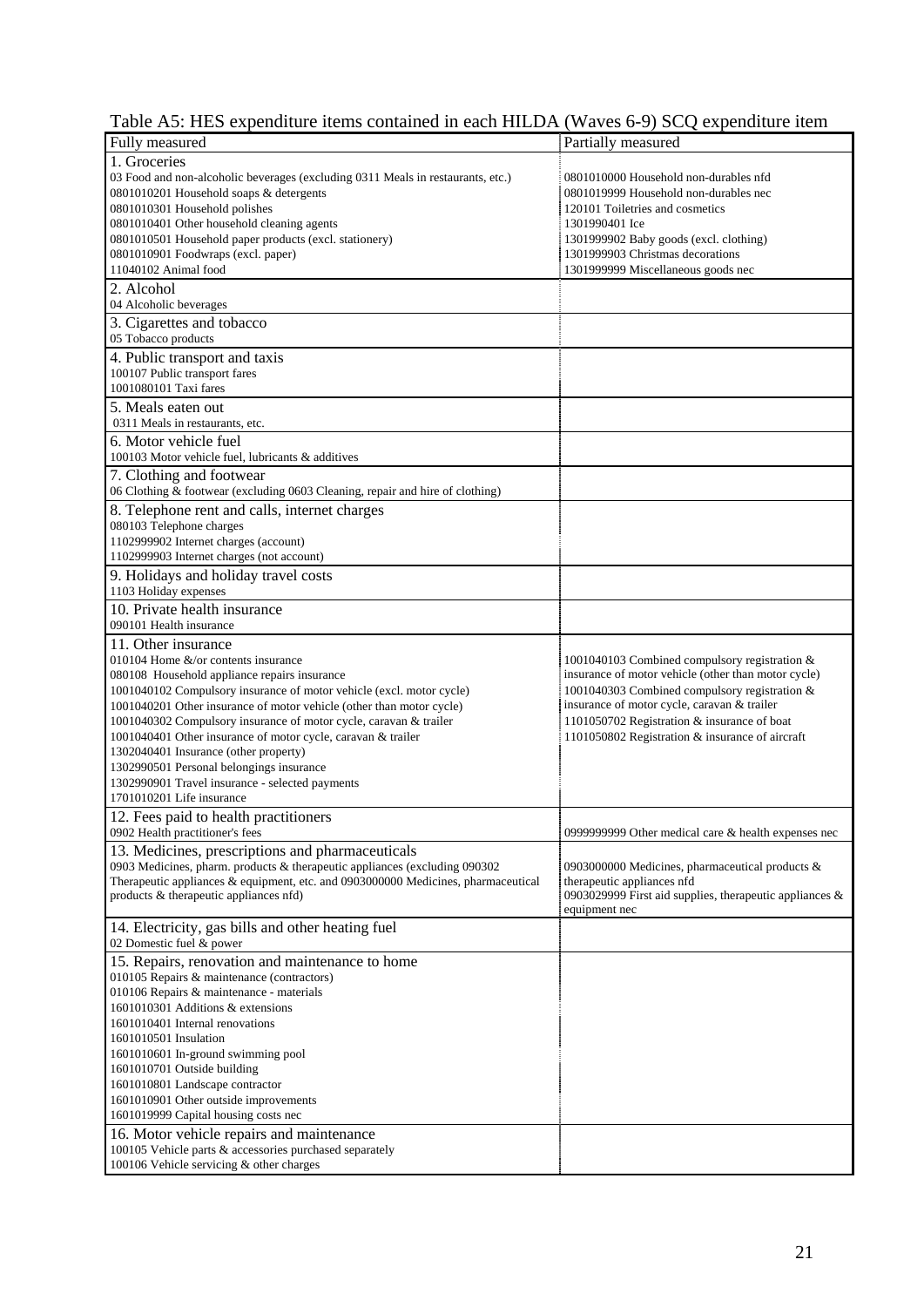Table A5: HES expenditure items contained in each HILDA (Waves 6-9) SCQ expenditure item

| Fully measured | Partially measured |
|---|---|
| 1. Groceries<br>03 Food and non-alcoholic beverages (excluding 0311 Meals in restaurants, etc.)<br>0801010201 Household soaps & detergents<br>0801010301 Household polishes<br>0801010401 Other household cleaning agents<br>0801010501 Household paper products (excl. stationery)<br>0801010901 Foodwraps (excl. paper)<br>11040102 Animal food | 0801010000 Household non-durables nfd<br>0801019999 Household non-durables nec<br>120101 Toiletries and cosmetics<br>1301990401 Ice<br>1301999902 Baby goods (excl. clothing)<br>1301999903 Christmas decorations<br>1301999999 Miscellaneous goods nec |
| 2. Alcohol<br>04 Alcoholic beverages | |
| 3. Cigarettes and tobacco<br>05 Tobacco products | |
| 4. Public transport and taxis<br>100107 Public transport fares<br>1001080101 Taxi fares | |
| 5. Meals eaten out<br>0311 Meals in restaurants, etc. | |
| 6. Motor vehicle fuel<br>100103 Motor vehicle fuel, lubricants & additives | |
| 7. Clothing and footwear<br>06 Clothing & footwear (excluding 0603 Cleaning, repair and hire of clothing) | |
| 8. Telephone rent and calls, internet charges<br>080103 Telephone charges<br>1102999902 Internet charges (account)<br>1102999903 Internet charges (not account) | |
| 9. Holidays and holiday travel costs<br>1103 Holiday expenses | |
| 10. Private health insurance<br>090101 Health insurance | |
| 11. Other insurance<br>010104 Home &/or contents insurance<br>080108 Household appliance repairs insurance<br>1001040102 Compulsory insurance of motor vehicle (excl. motor cycle)<br>1001040201 Other insurance of motor vehicle (other than motor cycle)<br>1001040302 Compulsory insurance of motor cycle, caravan & trailer<br>1001040401 Other insurance of motor cycle, caravan & trailer<br>1302040401 Insurance (other property)<br>1302990501 Personal belongings insurance<br>1302990901 Travel insurance - selected payments<br>1701010201 Life insurance | 1001040103 Combined compulsory registration & insurance of motor vehicle (other than motor cycle)<br>1001040303 Combined compulsory registration & insurance of motor cycle, caravan & trailer<br>1101050702 Registration & insurance of boat<br>1101050802 Registration & insurance of aircraft |
| 12. Fees paid to health practitioners<br>0902 Health practitioner's fees | 0999999999 Other medical care & health expenses nec |
| 13. Medicines, prescriptions and pharmaceuticals<br>0903 Medicines, pharm. products & therapeutic appliances (excluding 090302 Therapeutic appliances & equipment, etc. and 0903000000 Medicines, pharmaceutical products & therapeutic appliances nfd) | 0903000000 Medicines, pharmaceutical products & therapeutic appliances nfd<br>0903029999 First aid supplies, therapeutic appliances & equipment nec |
| 14. Electricity, gas bills and other heating fuel<br>02 Domestic fuel & power | |
| 15. Repairs, renovation and maintenance to home<br>010105 Repairs & maintenance (contractors)<br>010106 Repairs & maintenance - materials<br>1601010301 Additions & extensions<br>1601010401 Internal renovations<br>1601010501 Insulation<br>1601010601 In-ground swimming pool<br>1601010701 Outside building<br>1601010801 Landscape contractor<br>1601010901 Other outside improvements<br>1601019999 Capital housing costs nec | |
| 16. Motor vehicle repairs and maintenance<br>100105 Vehicle parts & accessories purchased separately<br>100106 Vehicle servicing & other charges | |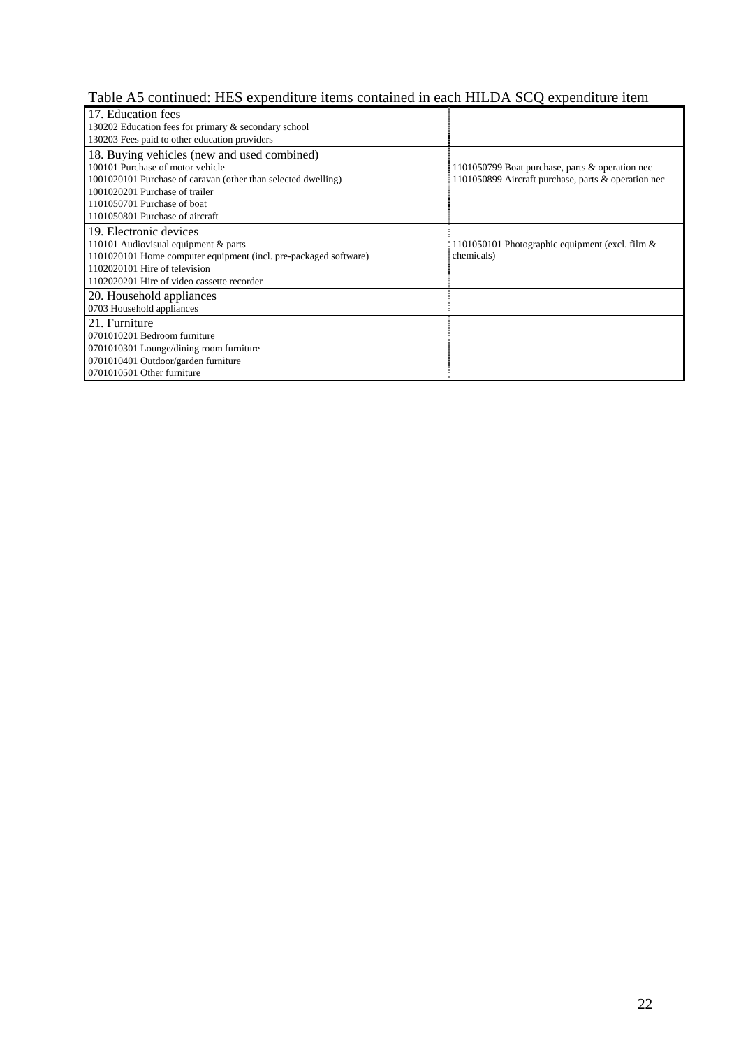Table A5 continued: HES expenditure items contained in each HILDA SCQ expenditure item

| | |
|---|---|
| **17. Education fees**<br>130202 Education fees for primary & secondary school<br>130203 Fees paid to other education providers | |
| **18. Buying vehicles (new and used combined)**<br>100101 Purchase of motor vehicle<br>1001020101 Purchase of caravan (other than selected dwelling)<br>1001020201 Purchase of trailer<br>1101050701 Purchase of boat<br>1101050801 Purchase of aircraft | 1101050799 Boat purchase, parts & operation nec<br>1101050899 Aircraft purchase, parts & operation nec |
| **19. Electronic devices**<br>110101 Audiovisual equipment & parts<br>1101020101 Home computer equipment (incl. pre-packaged software)<br>1102020101 Hire of television<br>1102020201 Hire of video cassette recorder | 1101050101 Photographic equipment (excl. film & chemicals) |
| **20. Household appliances**<br>0703 Household appliances | |
| **21. Furniture**<br>0701010201 Bedroom furniture<br>0701010301 Lounge/dining room furniture<br>0701010401 Outdoor/garden furniture<br>0701010501 Other furniture | |